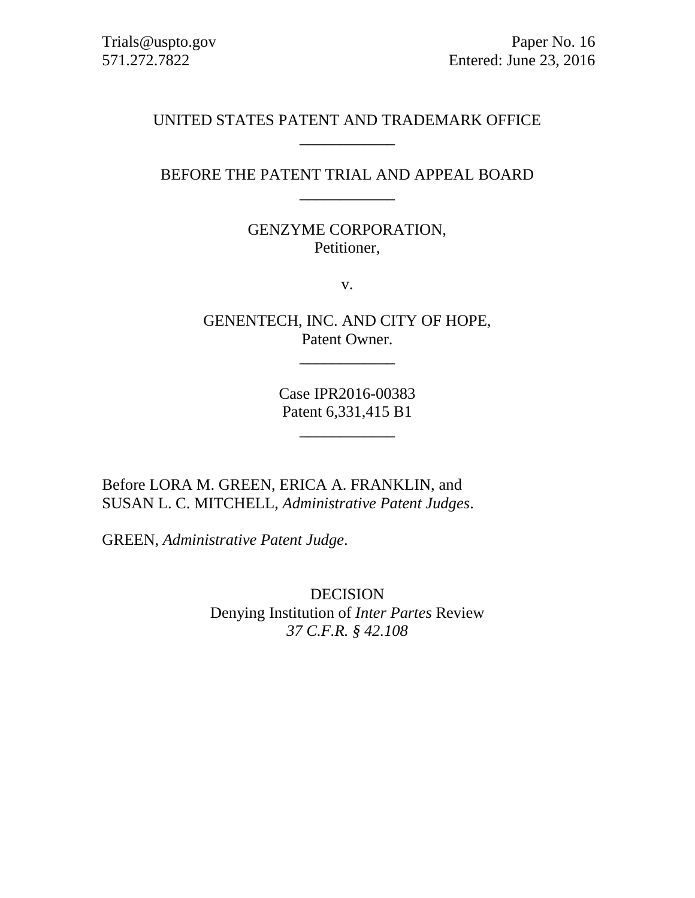Trials@uspto.gov
571.272.7822

Paper No. 16
Entered: June 23, 2016

UNITED STATES PATENT AND TRADEMARK OFFICE

---

BEFORE THE PATENT TRIAL AND APPEAL BOARD

---

GENZYME CORPORATION,
Petitioner,

v.

GENENTECH, INC. AND CITY OF HOPE,
Patent Owner.

---

Case IPR2016-00383
Patent 6,331,415 B1

---

Before LORA M. GREEN, ERICA A. FRANKLIN, and SUSAN L. C. MITCHELL, *Administrative Patent Judges*.

GREEN, *Administrative Patent Judge*.

DECISION
Denying Institution of *Inter Partes* Review
*37 C.F.R. § 42.108*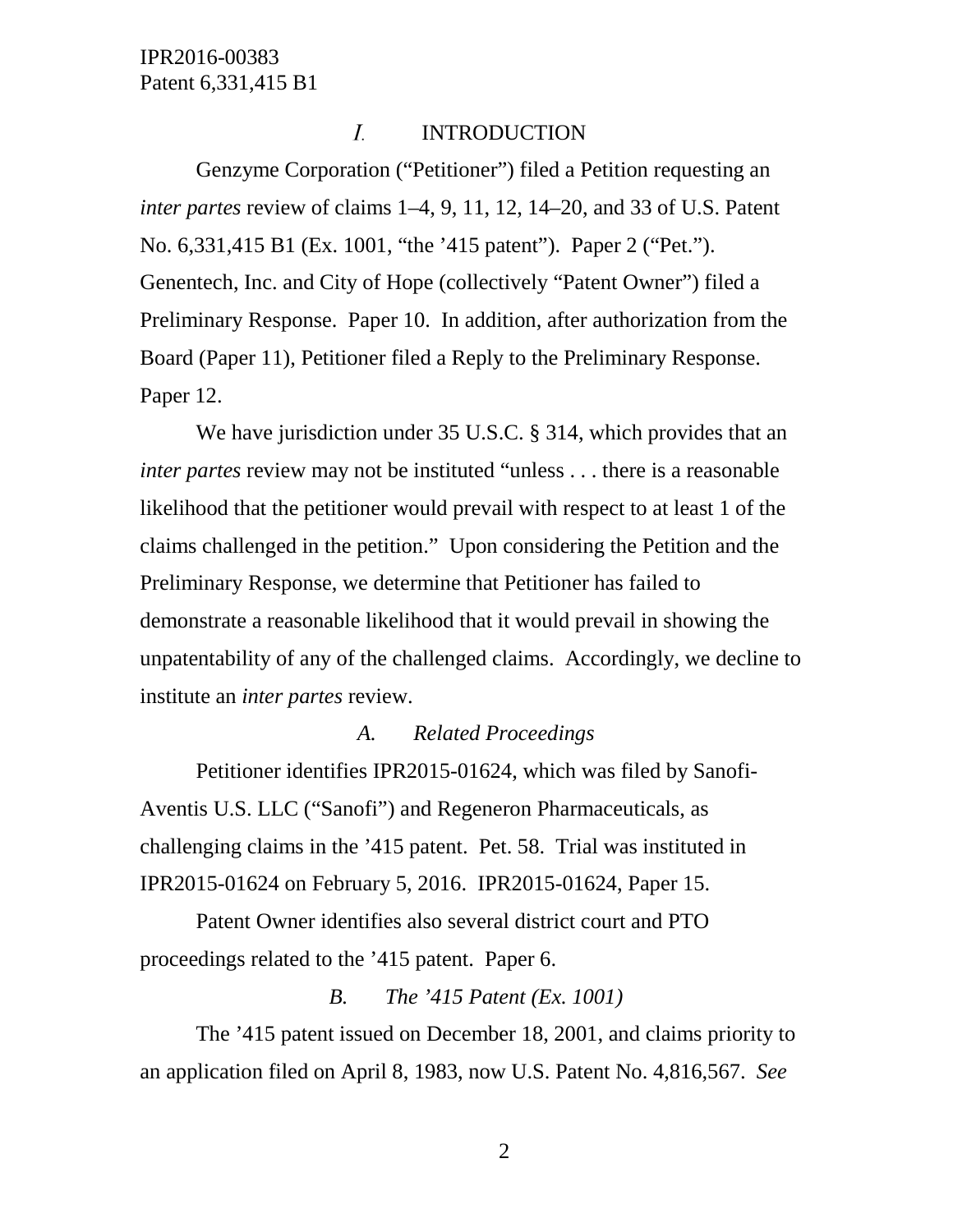## I. INTRODUCTION

Genzyme Corporation ("Petitioner") filed a Petition requesting an *inter partes* review of claims 1–4, 9, 11, 12, 14–20, and 33 of U.S. Patent No. 6,331,415 B1 (Ex. 1001, "the '415 patent"). Paper 2 ("Pet."). Genentech, Inc. and City of Hope (collectively "Patent Owner") filed a Preliminary Response. Paper 10. In addition, after authorization from the Board (Paper 11), Petitioner filed a Reply to the Preliminary Response. Paper 12.

We have jurisdiction under 35 U.S.C. § 314, which provides that an *inter partes* review may not be instituted "unless . . . there is a reasonable likelihood that the petitioner would prevail with respect to at least 1 of the claims challenged in the petition." Upon considering the Petition and the Preliminary Response, we determine that Petitioner has failed to demonstrate a reasonable likelihood that it would prevail in showing the unpatentability of any of the challenged claims. Accordingly, we decline to institute an *inter partes* review.

### *A. Related Proceedings*

Petitioner identifies IPR2015-01624, which was filed by Sanofi-Aventis U.S. LLC ("Sanofi") and Regeneron Pharmaceuticals, as challenging claims in the '415 patent. Pet. 58. Trial was instituted in IPR2015-01624 on February 5, 2016. IPR2015-01624, Paper 15.

Patent Owner identifies also several district court and PTO proceedings related to the '415 patent. Paper 6.

### *B. The '415 Patent (Ex. 1001)*

The '415 patent issued on December 18, 2001, and claims priority to an application filed on April 8, 1983, now U.S. Patent No. 4,816,567. *See*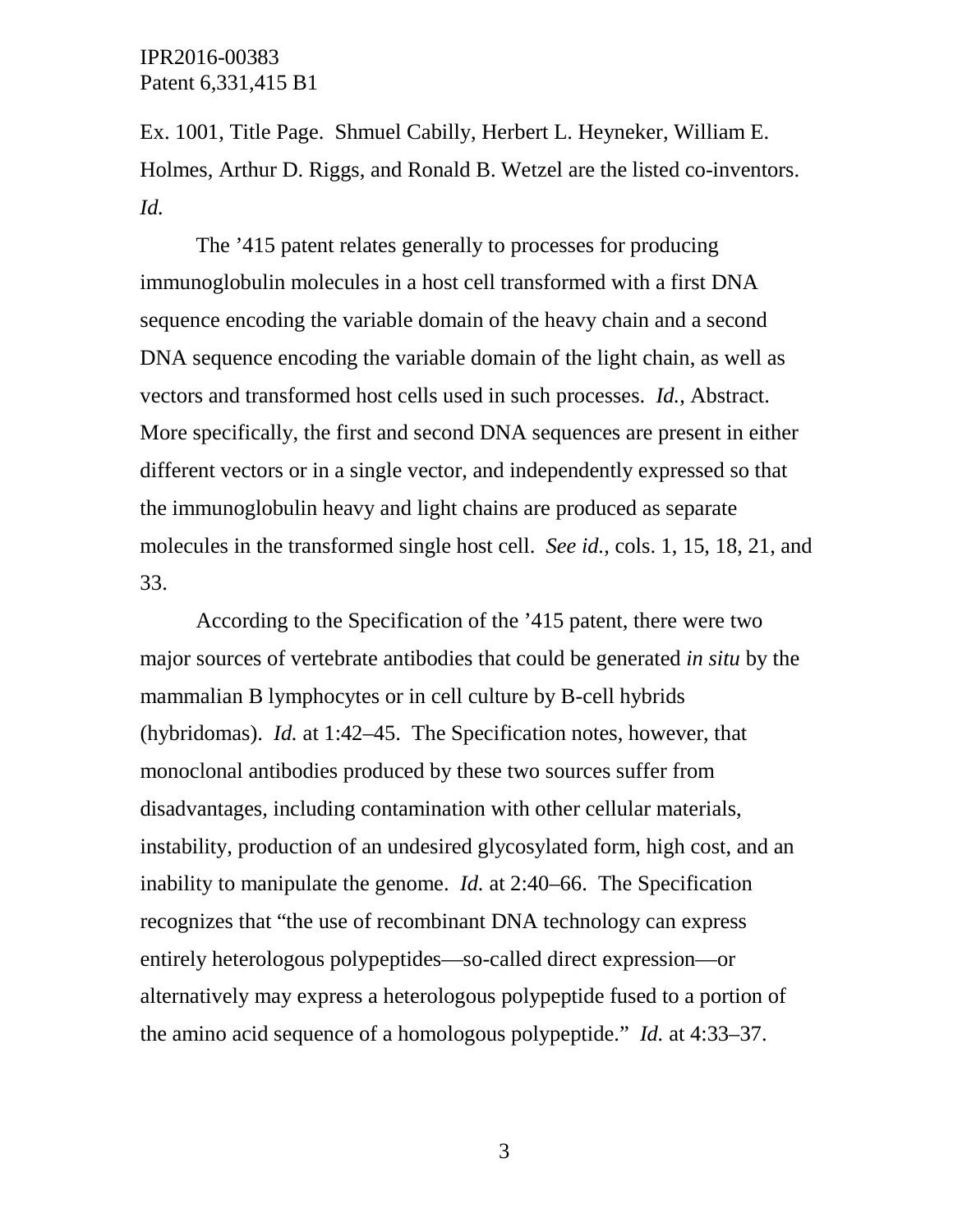Ex. 1001, Title Page. Shmuel Cabilly, Herbert L. Heyneker, William E. Holmes, Arthur D. Riggs, and Ronald B. Wetzel are the listed co-inventors. *Id.*

The '415 patent relates generally to processes for producing immunoglobulin molecules in a host cell transformed with a first DNA sequence encoding the variable domain of the heavy chain and a second DNA sequence encoding the variable domain of the light chain, as well as vectors and transformed host cells used in such processes. *Id.*, Abstract. More specifically, the first and second DNA sequences are present in either different vectors or in a single vector, and independently expressed so that the immunoglobulin heavy and light chains are produced as separate molecules in the transformed single host cell. *See id.*, cols. 1, 15, 18, 21, and 33.

According to the Specification of the '415 patent, there were two major sources of vertebrate antibodies that could be generated *in situ* by the mammalian B lymphocytes or in cell culture by B-cell hybrids (hybridomas). *Id.* at 1:42–45. The Specification notes, however, that monoclonal antibodies produced by these two sources suffer from disadvantages, including contamination with other cellular materials, instability, production of an undesired glycosylated form, high cost, and an inability to manipulate the genome. *Id.* at 2:40–66. The Specification recognizes that "the use of recombinant DNA technology can express entirely heterologous polypeptides—so-called direct expression—or alternatively may express a heterologous polypeptide fused to a portion of the amino acid sequence of a homologous polypeptide." *Id.* at 4:33–37.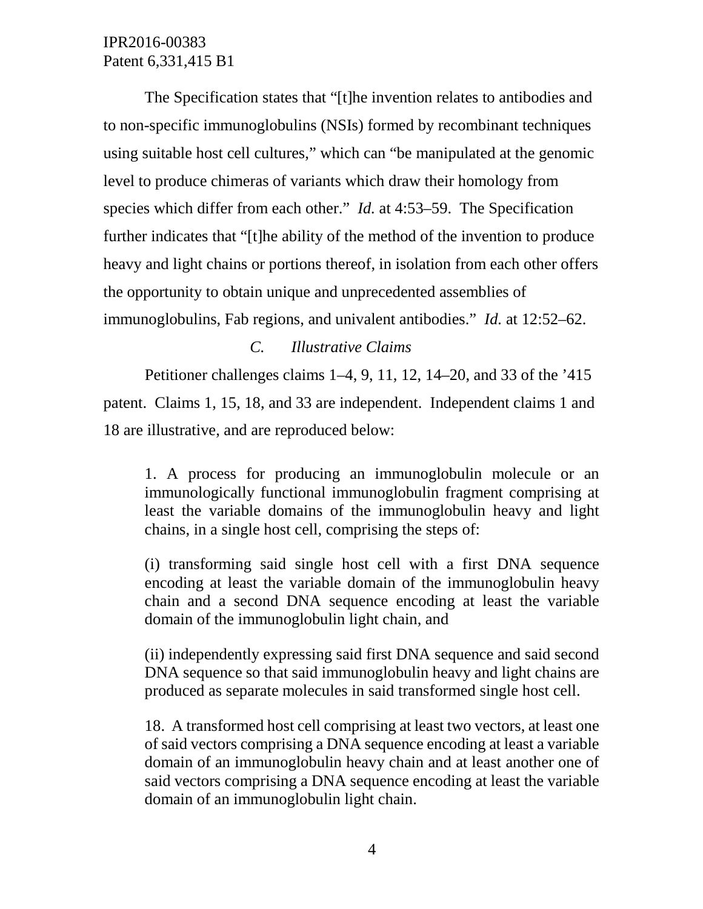The Specification states that "[t]he invention relates to antibodies and to non-specific immunoglobulins (NSIs) formed by recombinant techniques using suitable host cell cultures," which can "be manipulated at the genomic level to produce chimeras of variants which draw their homology from species which differ from each other." *Id.* at 4:53–59. The Specification further indicates that "[t]he ability of the method of the invention to produce heavy and light chains or portions thereof, in isolation from each other offers the opportunity to obtain unique and unprecedented assemblies of immunoglobulins, Fab regions, and univalent antibodies." *Id.* at 12:52–62.

### *C. Illustrative Claims*

Petitioner challenges claims 1–4, 9, 11, 12, 14–20, and 33 of the '415 patent. Claims 1, 15, 18, and 33 are independent. Independent claims 1 and 18 are illustrative, and are reproduced below:

> 1. A process for producing an immunoglobulin molecule or an immunologically functional immunoglobulin fragment comprising at least the variable domains of the immunoglobulin heavy and light chains, in a single host cell, comprising the steps of:
>
> (i) transforming said single host cell with a first DNA sequence encoding at least the variable domain of the immunoglobulin heavy chain and a second DNA sequence encoding at least the variable domain of the immunoglobulin light chain, and
>
> (ii) independently expressing said first DNA sequence and said second DNA sequence so that said immunoglobulin heavy and light chains are produced as separate molecules in said transformed single host cell.
>
> 18. A transformed host cell comprising at least two vectors, at least one of said vectors comprising a DNA sequence encoding at least a variable domain of an immunoglobulin heavy chain and at least another one of said vectors comprising a DNA sequence encoding at least the variable domain of an immunoglobulin light chain.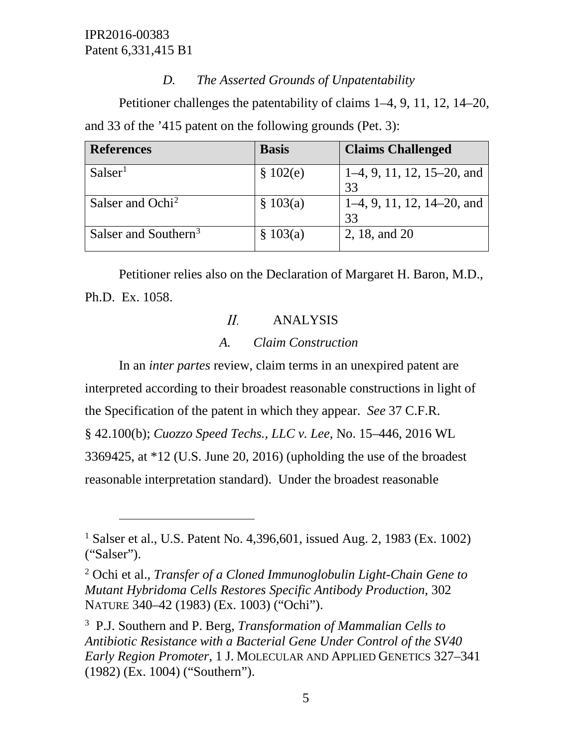### *D. The Asserted Grounds of Unpatentability*

Petitioner challenges the patentability of claims 1–4, 9, 11, 12, 14–20, and 33 of the ’415 patent on the following grounds (Pet. 3):

| References | Basis | Claims Challenged |
|---|---|---|
| Salser[1] | § 102(e) | 1–4, 9, 11, 12, 15–20, and 33 |
| Salser and Ochi[2] | § 103(a) | 1–4, 9, 11, 12, 14–20, and 33 |
| Salser and Southern[3] | § 103(a) | 2, 18, and 20 |

Petitioner relies also on the Declaration of Margaret H. Baron, M.D., Ph.D. Ex. 1058.

## *II.* ANALYSIS

### *A. Claim Construction*

In an *inter partes* review, claim terms in an unexpired patent are interpreted according to their broadest reasonable constructions in light of the Specification of the patent in which they appear. *See* 37 C.F.R. § 42.100(b); *Cuozzo Speed Techs., LLC v. Lee*, No. 15–446, 2016 WL 3369425, at *12 (U.S. June 20, 2016) (upholding the use of the broadest reasonable interpretation standard). Under the broadest reasonable

---

[1] Salser et al., U.S. Patent No. 4,396,601, issued Aug. 2, 1983 (Ex. 1002) (“Salser”).

[2] Ochi et al., *Transfer of a Cloned Immunoglobulin Light-Chain Gene to Mutant Hybridoma Cells Restores Specific Antibody Production*, 302 NATURE 340–42 (1983) (Ex. 1003) (“Ochi”).

[3] P.J. Southern and P. Berg, *Transformation of Mammalian Cells to Antibiotic Resistance with a Bacterial Gene Under Control of the SV40 Early Region Promoter*, 1 J. MOLECULAR AND APPLIED GENETICS 327–341 (1982) (Ex. 1004) (“Southern”).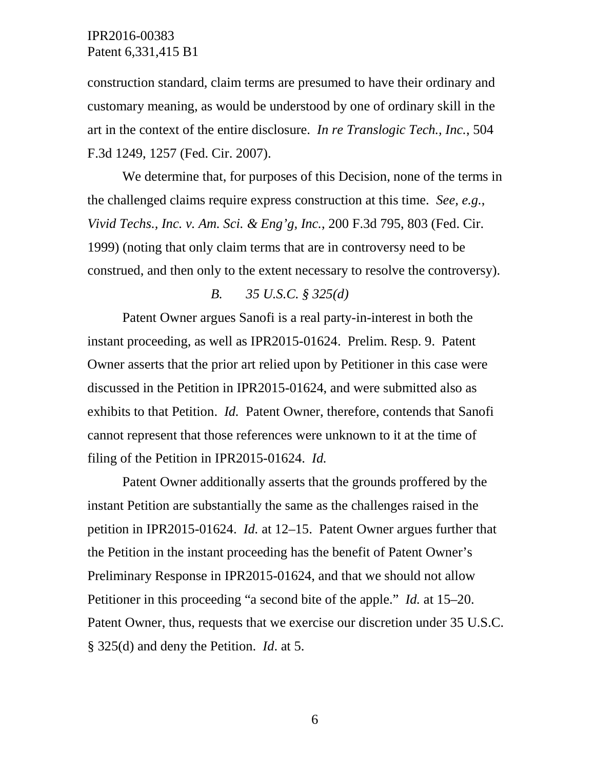construction standard, claim terms are presumed to have their ordinary and customary meaning, as would be understood by one of ordinary skill in the art in the context of the entire disclosure. *In re Translogic Tech., Inc.*, 504 F.3d 1249, 1257 (Fed. Cir. 2007).

We determine that, for purposes of this Decision, none of the terms in the challenged claims require express construction at this time. *See, e.g.*, *Vivid Techs., Inc. v. Am. Sci. & Eng'g, Inc.*, 200 F.3d 795, 803 (Fed. Cir. 1999) (noting that only claim terms that are in controversy need to be construed, and then only to the extent necessary to resolve the controversy).

### *B. 35 U.S.C. § 325(d)*

Patent Owner argues Sanofi is a real party-in-interest in both the instant proceeding, as well as IPR2015-01624. Prelim. Resp. 9. Patent Owner asserts that the prior art relied upon by Petitioner in this case were discussed in the Petition in IPR2015-01624, and were submitted also as exhibits to that Petition. *Id.* Patent Owner, therefore, contends that Sanofi cannot represent that those references were unknown to it at the time of filing of the Petition in IPR2015-01624. *Id.*

Patent Owner additionally asserts that the grounds proffered by the instant Petition are substantially the same as the challenges raised in the petition in IPR2015-01624. *Id.* at 12–15. Patent Owner argues further that the Petition in the instant proceeding has the benefit of Patent Owner's Preliminary Response in IPR2015-01624, and that we should not allow Petitioner in this proceeding "a second bite of the apple." *Id.* at 15–20. Patent Owner, thus, requests that we exercise our discretion under 35 U.S.C. § 325(d) and deny the Petition. *Id.* at 5.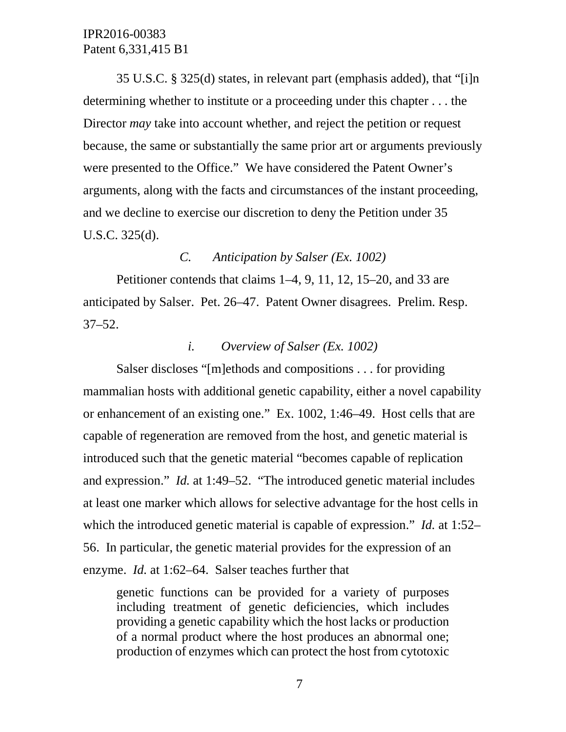35 U.S.C. § 325(d) states, in relevant part (emphasis added), that "[i]n determining whether to institute or a proceeding under this chapter . . . the Director *may* take into account whether, and reject the petition or request because, the same or substantially the same prior art or arguments previously were presented to the Office." We have considered the Patent Owner's arguments, along with the facts and circumstances of the instant proceeding, and we decline to exercise our discretion to deny the Petition under 35 U.S.C. 325(d).

### *C. Anticipation by Salser (Ex. 1002)*

Petitioner contends that claims 1–4, 9, 11, 12, 15–20, and 33 are anticipated by Salser. Pet. 26–47. Patent Owner disagrees. Prelim. Resp. 37–52.

#### *i. Overview of Salser (Ex. 1002)*

Salser discloses "[m]ethods and compositions . . . for providing mammalian hosts with additional genetic capability, either a novel capability or enhancement of an existing one." Ex. 1002, 1:46–49. Host cells that are capable of regeneration are removed from the host, and genetic material is introduced such that the genetic material "becomes capable of replication and expression." *Id.* at 1:49–52. "The introduced genetic material includes at least one marker which allows for selective advantage for the host cells in which the introduced genetic material is capable of expression." *Id.* at 1:52–56. In particular, the genetic material provides for the expression of an enzyme. *Id.* at 1:62–64. Salser teaches further that

> genetic functions can be provided for a variety of purposes including treatment of genetic deficiencies, which includes providing a genetic capability which the host lacks or production of a normal product where the host produces an abnormal one; production of enzymes which can protect the host from cytotoxic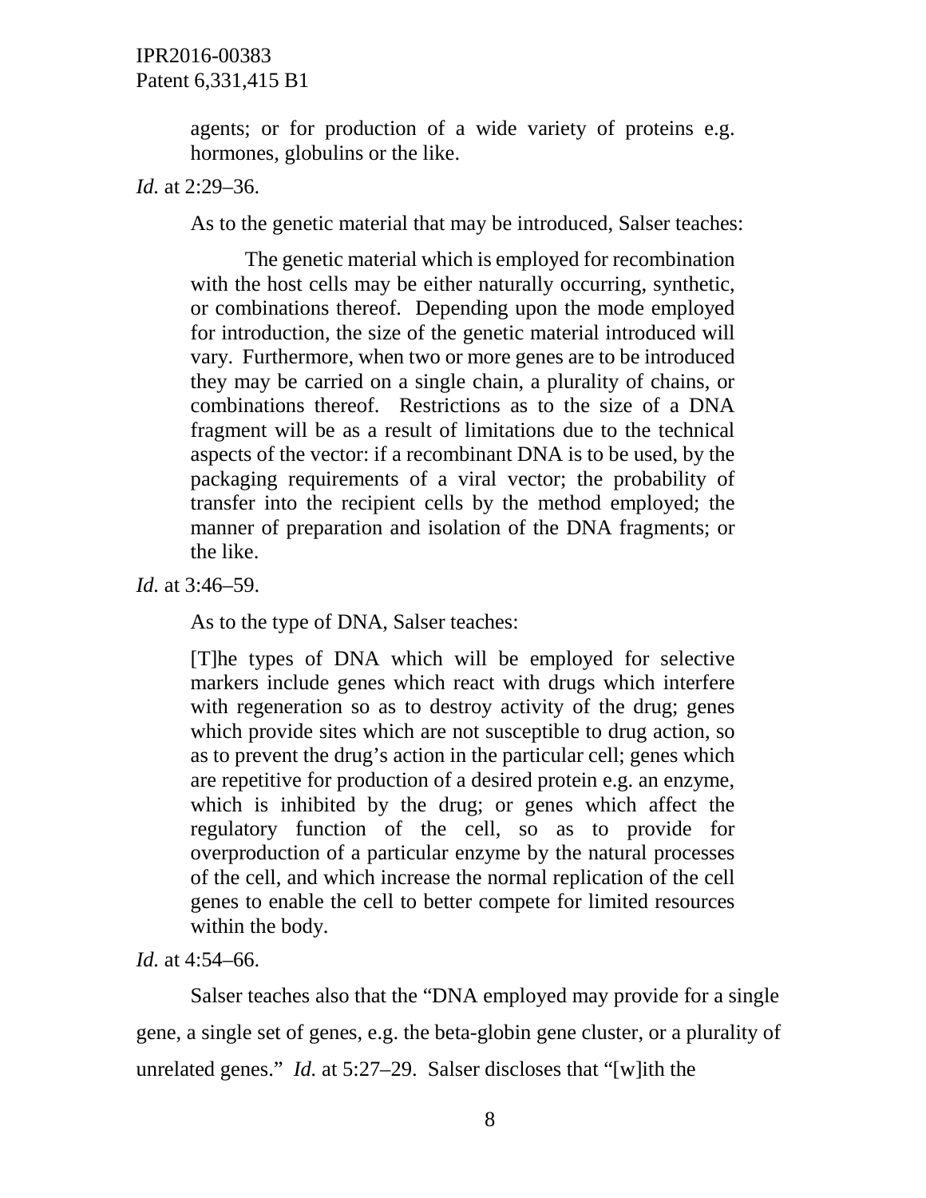agents; or for production of a wide variety of proteins e.g. hormones, globulins or the like.

*Id.* at 2:29–36.

As to the genetic material that may be introduced, Salser teaches:

> The genetic material which is employed for recombination with the host cells may be either naturally occurring, synthetic, or combinations thereof. Depending upon the mode employed for introduction, the size of the genetic material introduced will vary. Furthermore, when two or more genes are to be introduced they may be carried on a single chain, a plurality of chains, or combinations thereof. Restrictions as to the size of a DNA fragment will be as a result of limitations due to the technical aspects of the vector: if a recombinant DNA is to be used, by the packaging requirements of a viral vector; the probability of transfer into the recipient cells by the method employed; the manner of preparation and isolation of the DNA fragments; or the like.

*Id.* at 3:46–59.

As to the type of DNA, Salser teaches:

> [T]he types of DNA which will be employed for selective markers include genes which react with drugs which interfere with regeneration so as to destroy activity of the drug; genes which provide sites which are not susceptible to drug action, so as to prevent the drug's action in the particular cell; genes which are repetitive for production of a desired protein e.g. an enzyme, which is inhibited by the drug; or genes which affect the regulatory function of the cell, so as to provide for overproduction of a particular enzyme by the natural processes of the cell, and which increase the normal replication of the cell genes to enable the cell to better compete for limited resources within the body.

*Id.* at 4:54–66.

Salser teaches also that the "DNA employed may provide for a single gene, a single set of genes, e.g. the beta-globin gene cluster, or a plurality of unrelated genes." *Id.* at 5:27–29. Salser discloses that "[w]ith the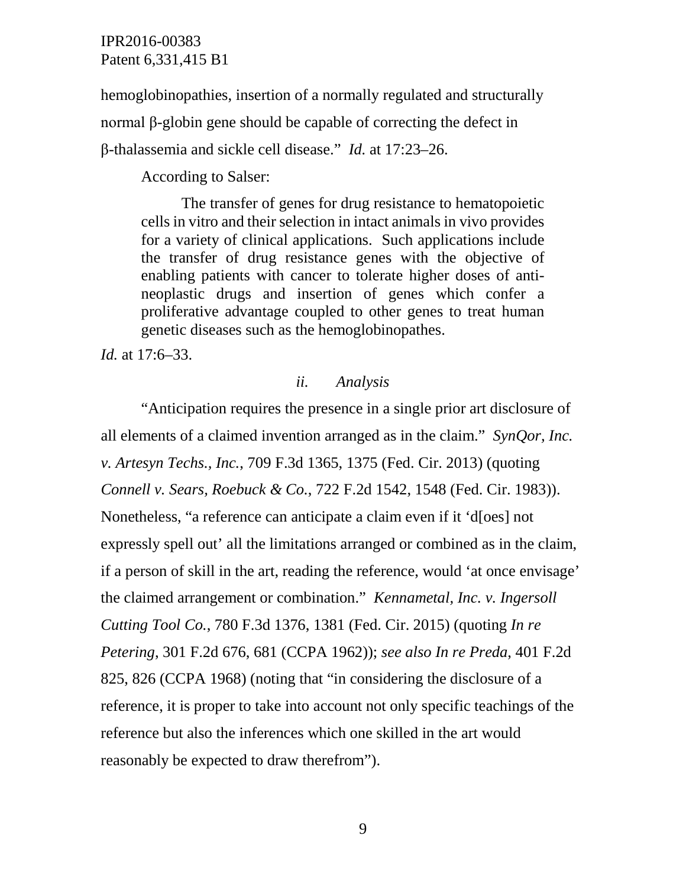hemoglobinopathies, insertion of a normally regulated and structurally normal β-globin gene should be capable of correcting the defect in β-thalassemia and sickle cell disease." *Id.* at 17:23–26.

According to Salser:

> The transfer of genes for drug resistance to hematopoietic cells in vitro and their selection in intact animals in vivo provides for a variety of clinical applications. Such applications include the transfer of drug resistance genes with the objective of enabling patients with cancer to tolerate higher doses of anti-neoplastic drugs and insertion of genes which confer a proliferative advantage coupled to other genes to treat human genetic diseases such as the hemoglobinopathes.

*Id.* at 17:6–33.

*ii. Analysis*

"Anticipation requires the presence in a single prior art disclosure of all elements of a claimed invention arranged as in the claim." *SynQor, Inc. v. Artesyn Techs., Inc.*, 709 F.3d 1365, 1375 (Fed. Cir. 2013) (quoting *Connell v. Sears, Roebuck & Co.*, 722 F.2d 1542, 1548 (Fed. Cir. 1983)). Nonetheless, "a reference can anticipate a claim even if it 'd[oes] not expressly spell out' all the limitations arranged or combined as in the claim, if a person of skill in the art, reading the reference, would 'at once envisage' the claimed arrangement or combination." *Kennametal, Inc. v. Ingersoll Cutting Tool Co.*, 780 F.3d 1376, 1381 (Fed. Cir. 2015) (quoting *In re Petering*, 301 F.2d 676, 681 (CCPA 1962)); *see also In re Preda*, 401 F.2d 825, 826 (CCPA 1968) (noting that "in considering the disclosure of a reference, it is proper to take into account not only specific teachings of the reference but also the inferences which one skilled in the art would reasonably be expected to draw therefrom").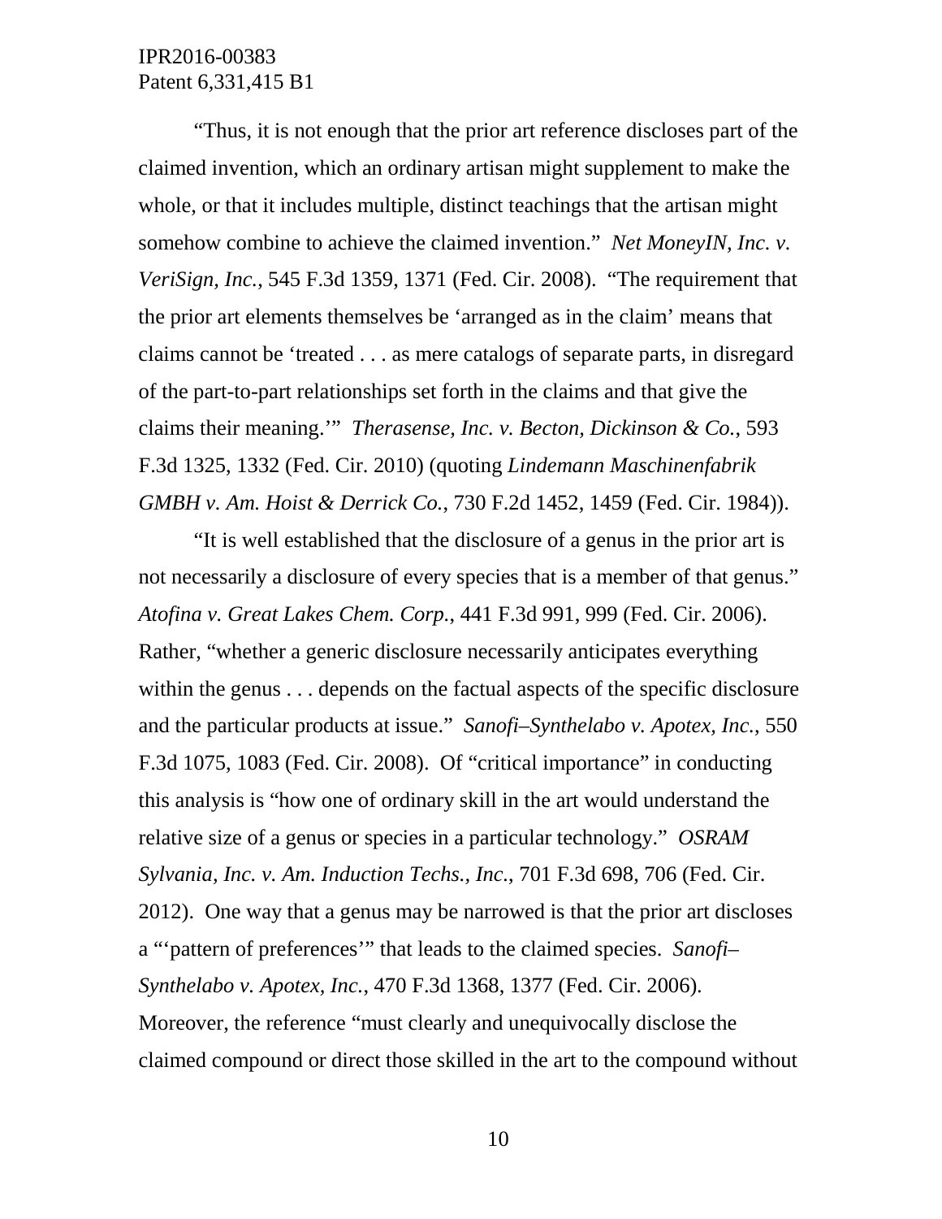"Thus, it is not enough that the prior art reference discloses part of the claimed invention, which an ordinary artisan might supplement to make the whole, or that it includes multiple, distinct teachings that the artisan might somehow combine to achieve the claimed invention." *Net MoneyIN, Inc. v. VeriSign, Inc.*, 545 F.3d 1359, 1371 (Fed. Cir. 2008). "The requirement that the prior art elements themselves be 'arranged as in the claim' means that claims cannot be 'treated . . . as mere catalogs of separate parts, in disregard of the part-to-part relationships set forth in the claims and that give the claims their meaning.'" *Therasense, Inc. v. Becton, Dickinson & Co.*, 593 F.3d 1325, 1332 (Fed. Cir. 2010) (quoting *Lindemann Maschinenfabrik GMBH v. Am. Hoist & Derrick Co.*, 730 F.2d 1452, 1459 (Fed. Cir. 1984)).

"It is well established that the disclosure of a genus in the prior art is not necessarily a disclosure of every species that is a member of that genus." *Atofina v. Great Lakes Chem. Corp.*, 441 F.3d 991, 999 (Fed. Cir. 2006). Rather, "whether a generic disclosure necessarily anticipates everything within the genus . . . depends on the factual aspects of the specific disclosure and the particular products at issue." *Sanofi–Synthelabo v. Apotex, Inc.*, 550 F.3d 1075, 1083 (Fed. Cir. 2008). Of "critical importance" in conducting this analysis is "how one of ordinary skill in the art would understand the relative size of a genus or species in a particular technology." *OSRAM Sylvania, Inc. v. Am. Induction Techs., Inc.*, 701 F.3d 698, 706 (Fed. Cir. 2012). One way that a genus may be narrowed is that the prior art discloses a "'pattern of preferences'" that leads to the claimed species. *Sanofi–Synthelabo v. Apotex, Inc.*, 470 F.3d 1368, 1377 (Fed. Cir. 2006). Moreover, the reference "must clearly and unequivocally disclose the claimed compound or direct those skilled in the art to the compound without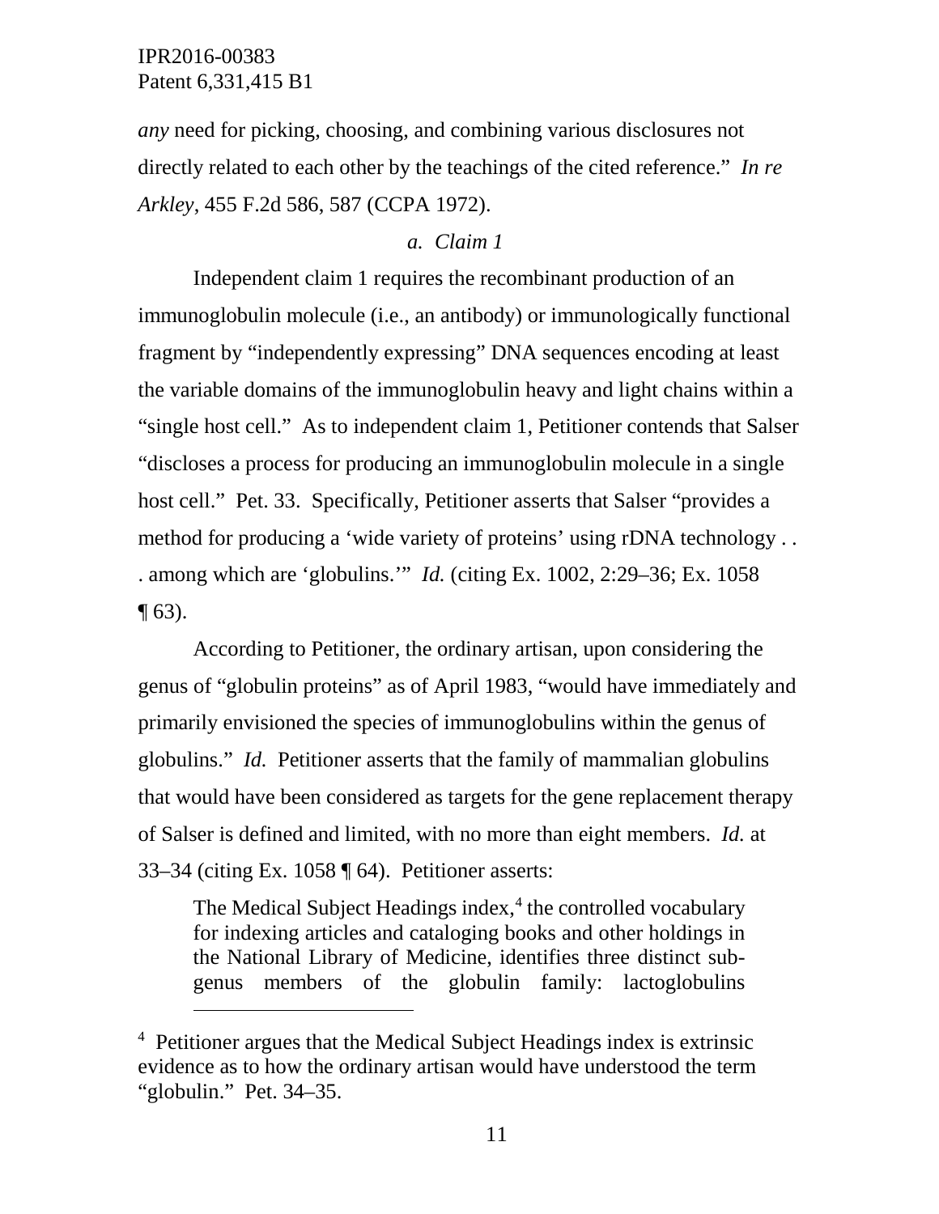*any* need for picking, choosing, and combining various disclosures not directly related to each other by the teachings of the cited reference." *In re Arkley*, 455 F.2d 586, 587 (CCPA 1972).

*a. Claim 1*

Independent claim 1 requires the recombinant production of an immunoglobulin molecule (i.e., an antibody) or immunologically functional fragment by "independently expressing" DNA sequences encoding at least the variable domains of the immunoglobulin heavy and light chains within a "single host cell." As to independent claim 1, Petitioner contends that Salser "discloses a process for producing an immunoglobulin molecule in a single host cell." Pet. 33. Specifically, Petitioner asserts that Salser "provides a method for producing a 'wide variety of proteins' using rDNA technology . . . among which are 'globulins.'" *Id.* (citing Ex. 1002, 2:29–36; Ex. 1058 ¶ 63).

According to Petitioner, the ordinary artisan, upon considering the genus of "globulin proteins" as of April 1983, "would have immediately and primarily envisioned the species of immunoglobulins within the genus of globulins." *Id.* Petitioner asserts that the family of mammalian globulins that would have been considered as targets for the gene replacement therapy of Salser is defined and limited, with no more than eight members. *Id.* at 33–34 (citing Ex. 1058 ¶ 64). Petitioner asserts:

> The Medical Subject Headings index,[4] the controlled vocabulary for indexing articles and cataloging books and other holdings in the National Library of Medicine, identifies three distinct sub-genus members of the globulin family: lactoglobulins

---

[4] Petitioner argues that the Medical Subject Headings index is extrinsic evidence as to how the ordinary artisan would have understood the term "globulin." Pet. 34–35.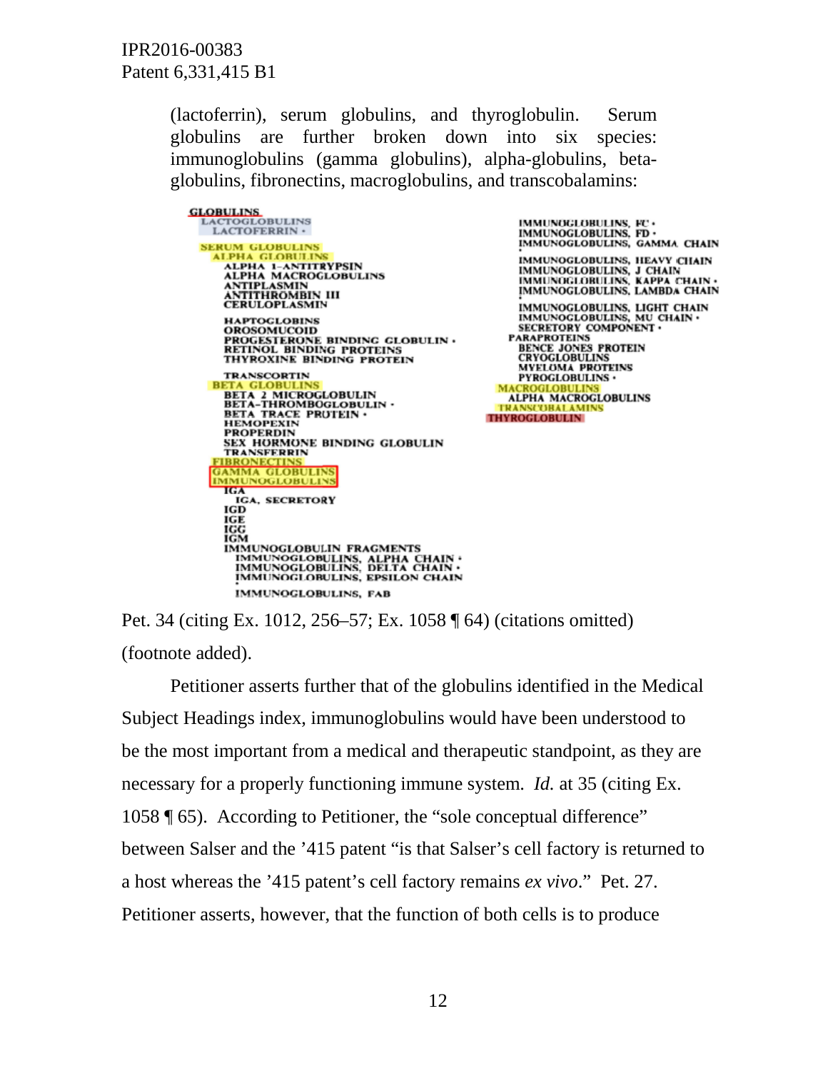(lactoferrin), serum globulins, and thyroglobulin. Serum globulins are further broken down into six species: immunoglobulins (gamma globulins), alpha-globulins, beta-globulins, fibronectins, macroglobulins, and transcobalamins:

GLOBULINS
LACTOGLOBULINS
LACTOFERRIN •
SERUM GLOBULINS
ALPHA GLOBULINS
ALPHA 1-ANTITRYPSIN
ALPHA MACROGLOBULINS
ANTIPLASMIN
ANTITHROMBIN III
CERULOPLASMIN
HAPTOGLOBINS
OROSOMUCOID
PROGESTERONE BINDING GLOBULIN •
RETINOL BINDING PROTEINS
THYROXINE BINDING PROTEIN
TRANSCORTIN
BETA GLOBULINS
BETA 2 MICROGLOBULIN
BETA-THROMBOGLOBULIN •
BETA TRACE PROTEIN •
HEMOPEXIN
PROPERDIN
SEX HORMONE BINDING GLOBULIN
TRANSFERRIN
FIBRONECTINS
GAMMA GLOBULINS
IMMUNOGLOBULINS
IGA
IGA, SECRETORY
IGD
IGE
IGG
IGM
IMMUNOGLOBULIN FRAGMENTS
IMMUNOGLOBULINS, ALPHA CHAIN •
IMMUNOGLOBULINS, DELTA CHAIN •
IMMUNOGLOBULINS, EPSILON CHAIN
IMMUNOGLOBULINS, FAB
IMMUNOGLOBULINS, FC •
IMMUNOGLOBULINS, FD •
IMMUNOGLOBULINS, GAMMA CHAIN
IMMUNOGLOBULINS, HEAVY CHAIN
IMMUNOGLOBULINS, J CHAIN
IMMUNOGLOBULINS, KAPPA CHAIN •
IMMUNOGLOBULINS, LAMBDA CHAIN
IMMUNOGLOBULINS, LIGHT CHAIN
IMMUNOGLOBULINS, MU CHAIN •
SECRETORY COMPONENT •
PARAPROTEINS
BENCE JONES PROTEIN
CRYOGLOBULINS
MYELOMA PROTEINS
PYROGLOBULINS •
MACROGLOBULINS
ALPHA MACROGLOBULINS
TRANSCOBALAMINS
THYROGLOBULIN

Pet. 34 (citing Ex. 1012, 256–57; Ex. 1058 ¶ 64) (citations omitted) (footnote added).

Petitioner asserts further that of the globulins identified in the Medical Subject Headings index, immunoglobulins would have been understood to be the most important from a medical and therapeutic standpoint, as they are necessary for a properly functioning immune system. *Id.* at 35 (citing Ex. 1058 ¶ 65). According to Petitioner, the "sole conceptual difference" between Salser and the '415 patent "is that Salser's cell factory is returned to a host whereas the '415 patent's cell factory remains *ex vivo*." Pet. 27. Petitioner asserts, however, that the function of both cells is to produce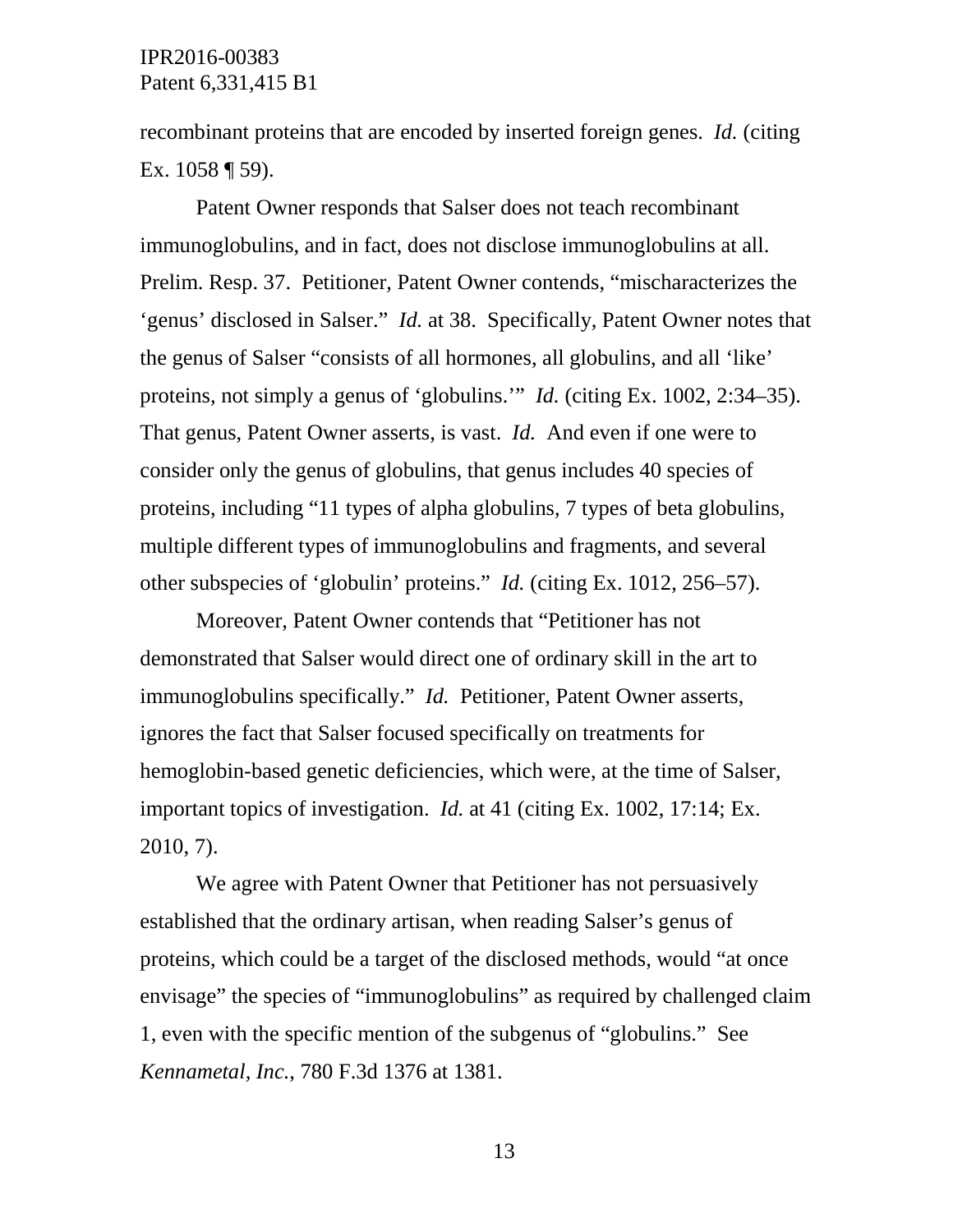recombinant proteins that are encoded by inserted foreign genes. *Id.* (citing Ex. 1058 ¶ 59).

Patent Owner responds that Salser does not teach recombinant immunoglobulins, and in fact, does not disclose immunoglobulins at all. Prelim. Resp. 37. Petitioner, Patent Owner contends, "mischaracterizes the 'genus' disclosed in Salser." *Id.* at 38. Specifically, Patent Owner notes that the genus of Salser "consists of all hormones, all globulins, and all 'like' proteins, not simply a genus of 'globulins.'" *Id.* (citing Ex. 1002, 2:34–35). That genus, Patent Owner asserts, is vast. *Id.* And even if one were to consider only the genus of globulins, that genus includes 40 species of proteins, including "11 types of alpha globulins, 7 types of beta globulins, multiple different types of immunoglobulins and fragments, and several other subspecies of 'globulin' proteins." *Id.* (citing Ex. 1012, 256–57).

Moreover, Patent Owner contends that "Petitioner has not demonstrated that Salser would direct one of ordinary skill in the art to immunoglobulins specifically." *Id.* Petitioner, Patent Owner asserts, ignores the fact that Salser focused specifically on treatments for hemoglobin-based genetic deficiencies, which were, at the time of Salser, important topics of investigation. *Id.* at 41 (citing Ex. 1002, 17:14; Ex. 2010, 7).

We agree with Patent Owner that Petitioner has not persuasively established that the ordinary artisan, when reading Salser's genus of proteins, which could be a target of the disclosed methods, would "at once envisage" the species of "immunoglobulins" as required by challenged claim 1, even with the specific mention of the subgenus of "globulins." See *Kennametal, Inc.*, 780 F.3d 1376 at 1381.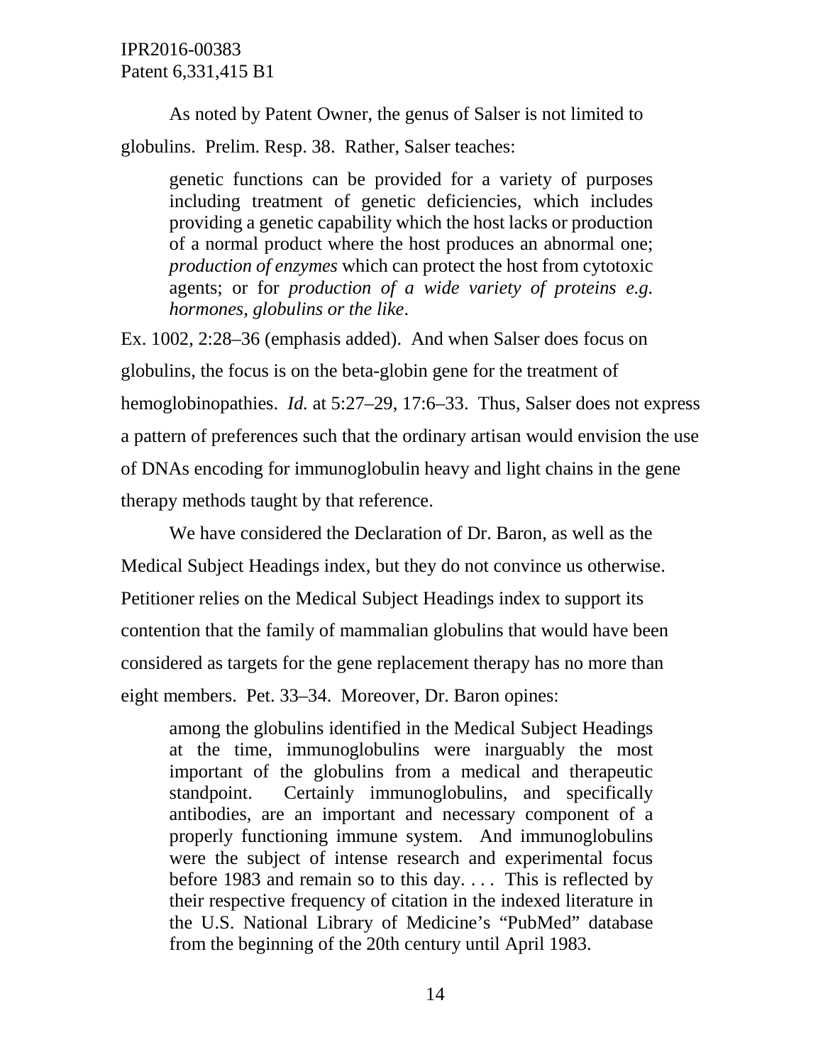As noted by Patent Owner, the genus of Salser is not limited to globulins. Prelim. Resp. 38. Rather, Salser teaches:

> genetic functions can be provided for a variety of purposes including treatment of genetic deficiencies, which includes providing a genetic capability which the host lacks or production of a normal product where the host produces an abnormal one; *production of enzymes* which can protect the host from cytotoxic agents; or for *production of a wide variety of proteins e.g. hormones, globulins or the like*.

Ex. 1002, 2:28–36 (emphasis added). And when Salser does focus on globulins, the focus is on the beta-globin gene for the treatment of hemoglobinopathies. *Id.* at 5:27–29, 17:6–33. Thus, Salser does not express a pattern of preferences such that the ordinary artisan would envision the use of DNAs encoding for immunoglobulin heavy and light chains in the gene therapy methods taught by that reference.

We have considered the Declaration of Dr. Baron, as well as the Medical Subject Headings index, but they do not convince us otherwise. Petitioner relies on the Medical Subject Headings index to support its contention that the family of mammalian globulins that would have been considered as targets for the gene replacement therapy has no more than eight members. Pet. 33–34. Moreover, Dr. Baron opines:

> among the globulins identified in the Medical Subject Headings at the time, immunoglobulins were inarguably the most important of the globulins from a medical and therapeutic standpoint. Certainly immunoglobulins, and specifically antibodies, are an important and necessary component of a properly functioning immune system. And immunoglobulins were the subject of intense research and experimental focus before 1983 and remain so to this day. . . . This is reflected by their respective frequency of citation in the indexed literature in the U.S. National Library of Medicine's "PubMed" database from the beginning of the 20th century until April 1983.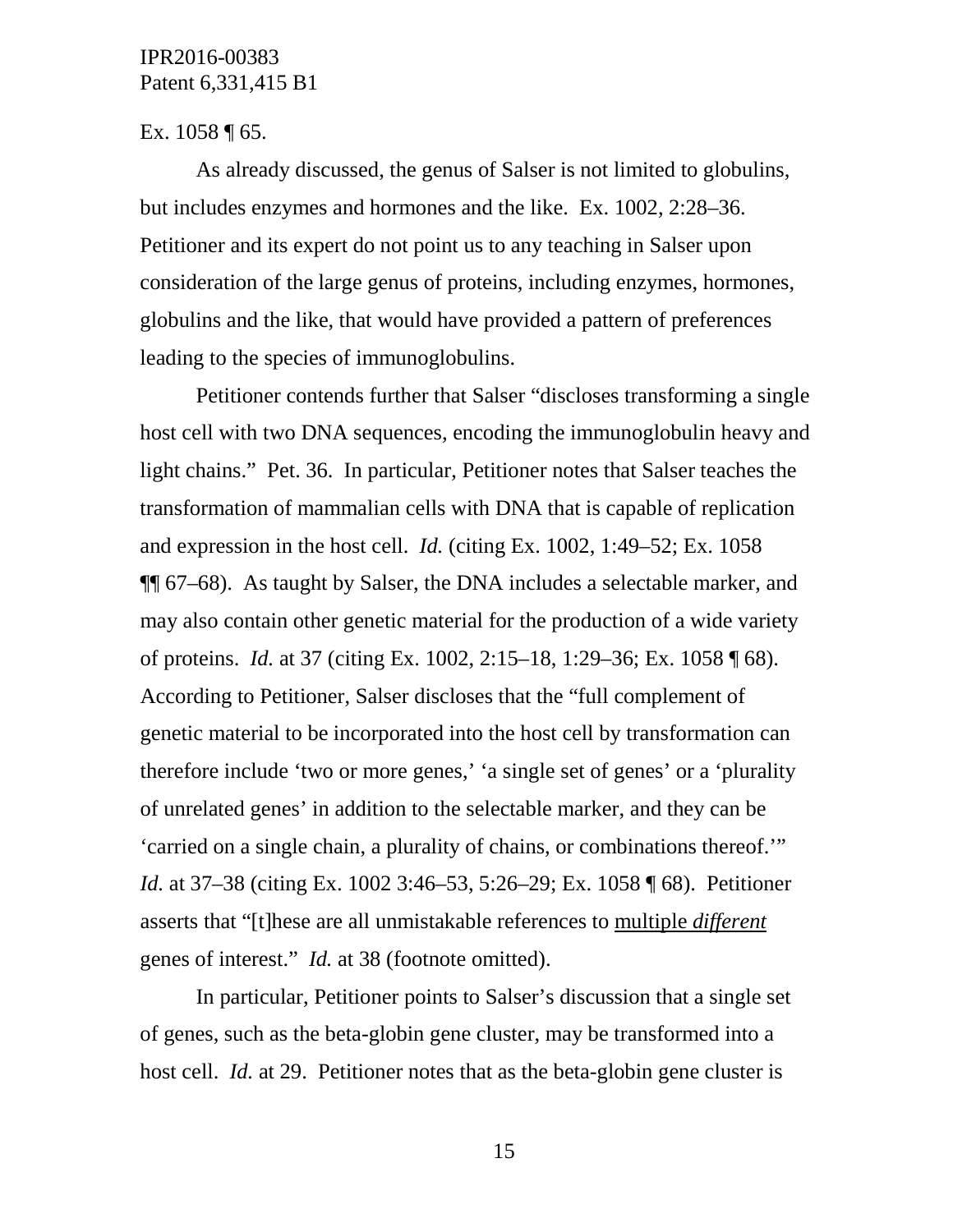Ex. 1058 ¶ 65.

As already discussed, the genus of Salser is not limited to globulins, but includes enzymes and hormones and the like. Ex. 1002, 2:28–36. Petitioner and its expert do not point us to any teaching in Salser upon consideration of the large genus of proteins, including enzymes, hormones, globulins and the like, that would have provided a pattern of preferences leading to the species of immunoglobulins.

Petitioner contends further that Salser "discloses transforming a single host cell with two DNA sequences, encoding the immunoglobulin heavy and light chains." Pet. 36. In particular, Petitioner notes that Salser teaches the transformation of mammalian cells with DNA that is capable of replication and expression in the host cell. *Id.* (citing Ex. 1002, 1:49–52; Ex. 1058 ¶¶ 67–68). As taught by Salser, the DNA includes a selectable marker, and may also contain other genetic material for the production of a wide variety of proteins. *Id.* at 37 (citing Ex. 1002, 2:15–18, 1:29–36; Ex. 1058 ¶ 68). According to Petitioner, Salser discloses that the "full complement of genetic material to be incorporated into the host cell by transformation can therefore include 'two or more genes,' 'a single set of genes' or a 'plurality of unrelated genes' in addition to the selectable marker, and they can be 'carried on a single chain, a plurality of chains, or combinations thereof.'" *Id.* at 37–38 (citing Ex. 1002 3:46–53, 5:26–29; Ex. 1058 ¶ 68). Petitioner asserts that "[t]hese are all unmistakable references to <u>multiple *different*</u> genes of interest." *Id.* at 38 (footnote omitted).

In particular, Petitioner points to Salser's discussion that a single set of genes, such as the beta-globin gene cluster, may be transformed into a host cell. *Id.* at 29. Petitioner notes that as the beta-globin gene cluster is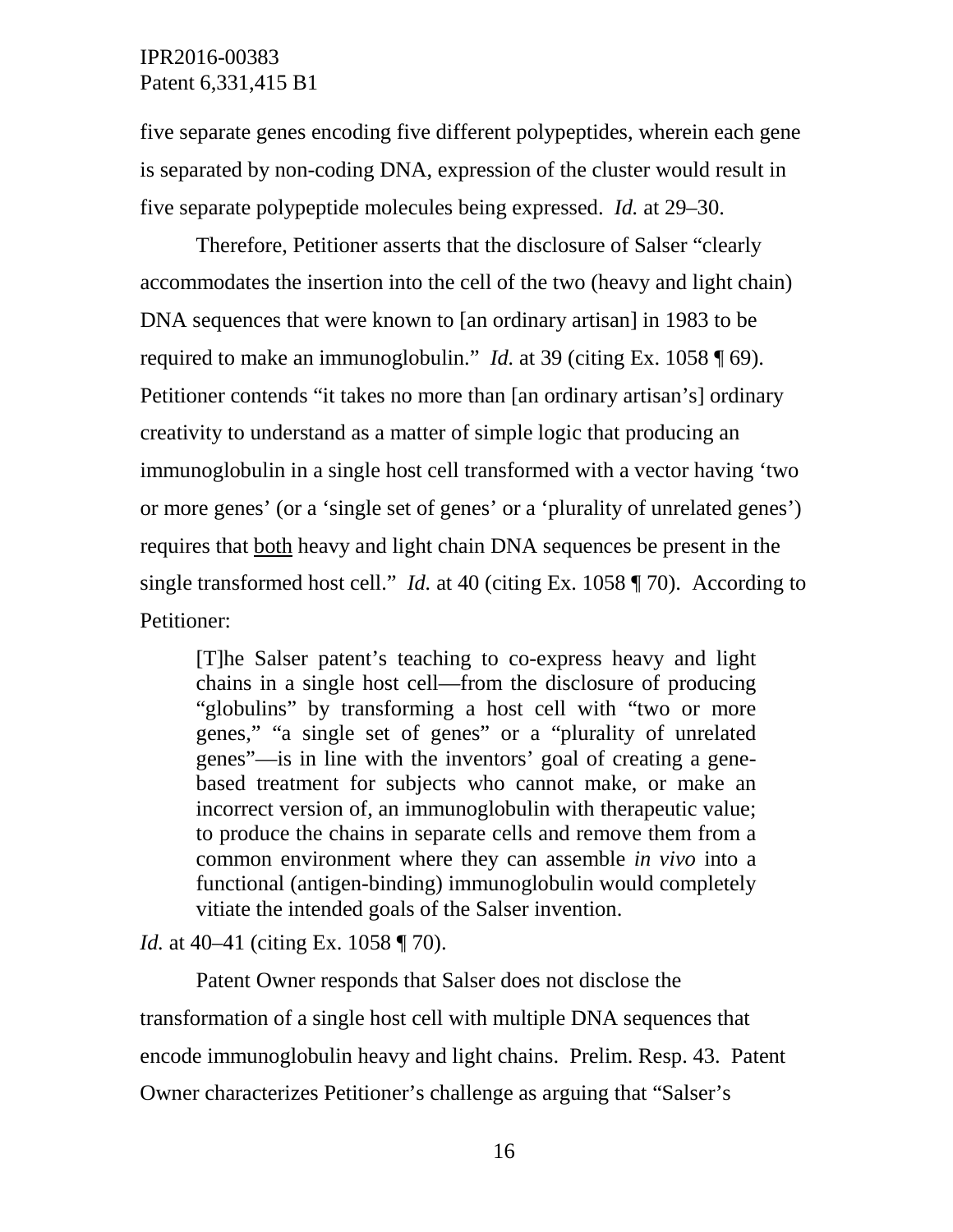five separate genes encoding five different polypeptides, wherein each gene is separated by non-coding DNA, expression of the cluster would result in five separate polypeptide molecules being expressed. *Id.* at 29–30.

Therefore, Petitioner asserts that the disclosure of Salser "clearly accommodates the insertion into the cell of the two (heavy and light chain) DNA sequences that were known to [an ordinary artisan] in 1983 to be required to make an immunoglobulin." *Id.* at 39 (citing Ex. 1058 ¶ 69). Petitioner contends "it takes no more than [an ordinary artisan's] ordinary creativity to understand as a matter of simple logic that producing an immunoglobulin in a single host cell transformed with a vector having 'two or more genes' (or a 'single set of genes' or a 'plurality of unrelated genes') requires that <u>both</u> heavy and light chain DNA sequences be present in the single transformed host cell." *Id.* at 40 (citing Ex. 1058 ¶ 70). According to Petitioner:

> [T]he Salser patent's teaching to co-express heavy and light chains in a single host cell—from the disclosure of producing "globulins" by transforming a host cell with "two or more genes," "a single set of genes" or a "plurality of unrelated genes"—is in line with the inventors' goal of creating a gene-based treatment for subjects who cannot make, or make an incorrect version of, an immunoglobulin with therapeutic value; to produce the chains in separate cells and remove them from a common environment where they can assemble *in vivo* into a functional (antigen-binding) immunoglobulin would completely vitiate the intended goals of the Salser invention.

*Id.* at 40–41 (citing Ex. 1058 ¶ 70).

Patent Owner responds that Salser does not disclose the transformation of a single host cell with multiple DNA sequences that encode immunoglobulin heavy and light chains. Prelim. Resp. 43. Patent Owner characterizes Petitioner's challenge as arguing that "Salser's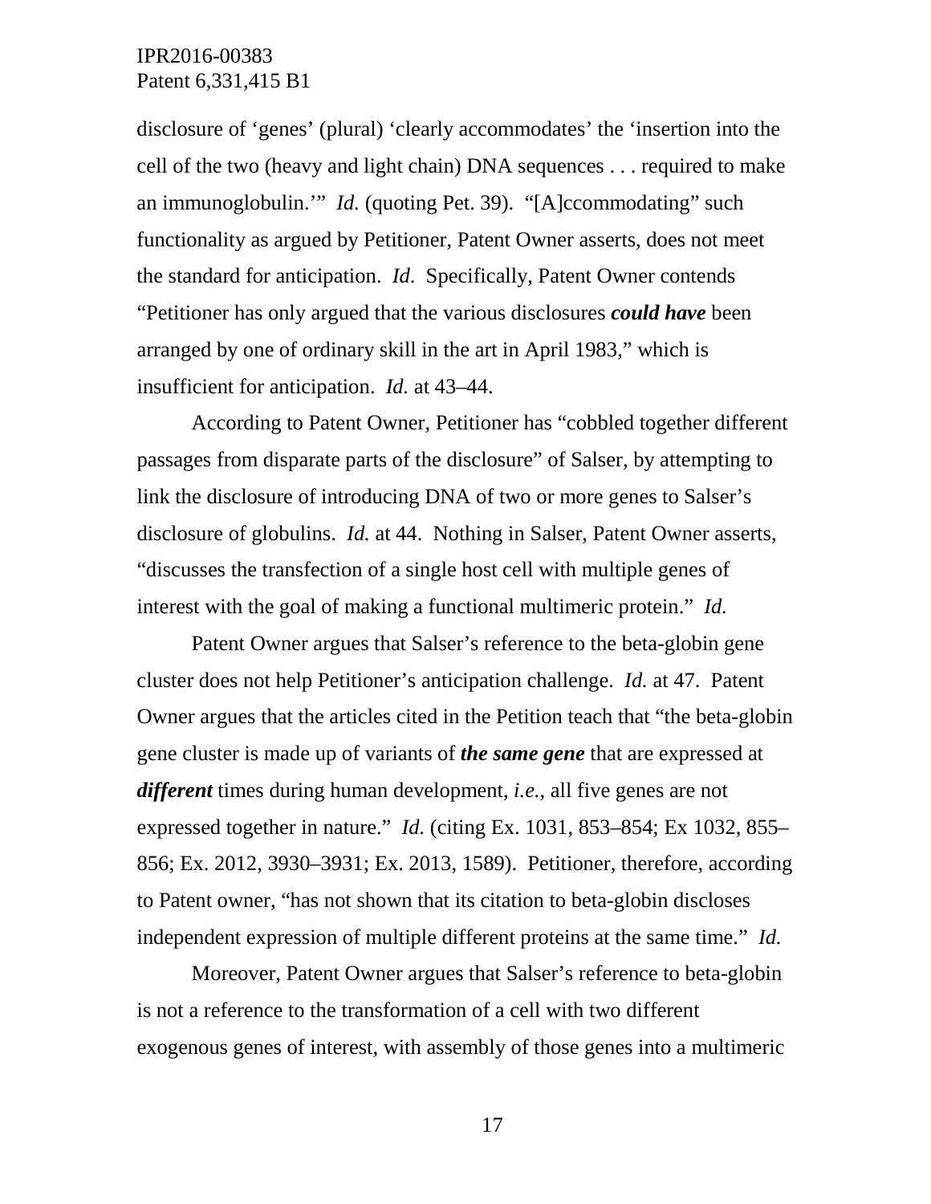disclosure of 'genes' (plural) 'clearly accommodates' the 'insertion into the cell of the two (heavy and light chain) DNA sequences . . . required to make an immunoglobulin.'" *Id.* (quoting Pet. 39). "[A]ccommodating" such functionality as argued by Petitioner, Patent Owner asserts, does not meet the standard for anticipation. *Id*. Specifically, Patent Owner contends "Petitioner has only argued that the various disclosures ***could have*** been arranged by one of ordinary skill in the art in April 1983," which is insufficient for anticipation. *Id.* at 43–44.

According to Patent Owner, Petitioner has "cobbled together different passages from disparate parts of the disclosure" of Salser, by attempting to link the disclosure of introducing DNA of two or more genes to Salser's disclosure of globulins. *Id.* at 44. Nothing in Salser, Patent Owner asserts, "discusses the transfection of a single host cell with multiple genes of interest with the goal of making a functional multimeric protein." *Id.*

Patent Owner argues that Salser's reference to the beta-globin gene cluster does not help Petitioner's anticipation challenge. *Id.* at 47. Patent Owner argues that the articles cited in the Petition teach that "the beta-globin gene cluster is made up of variants of ***the same gene*** that are expressed at ***different*** times during human development, *i.e.*, all five genes are not expressed together in nature." *Id.* (citing Ex. 1031, 853–854; Ex 1032, 855–856; Ex. 2012, 3930–3931; Ex. 2013, 1589). Petitioner, therefore, according to Patent owner, "has not shown that its citation to beta-globin discloses independent expression of multiple different proteins at the same time." *Id.*

Moreover, Patent Owner argues that Salser's reference to beta-globin is not a reference to the transformation of a cell with two different exogenous genes of interest, with assembly of those genes into a multimeric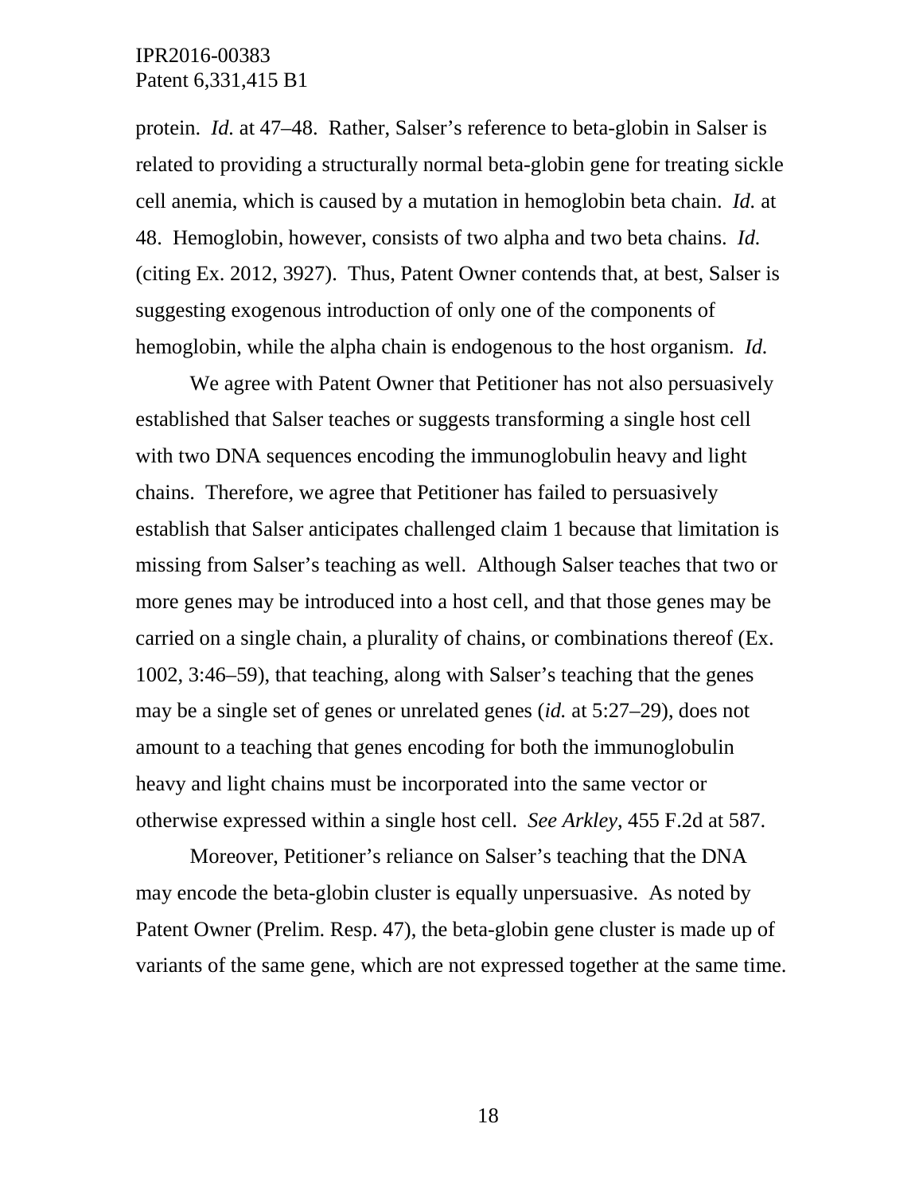protein. *Id.* at 47–48. Rather, Salser's reference to beta-globin in Salser is related to providing a structurally normal beta-globin gene for treating sickle cell anemia, which is caused by a mutation in hemoglobin beta chain. *Id.* at 48. Hemoglobin, however, consists of two alpha and two beta chains. *Id.* (citing Ex. 2012, 3927). Thus, Patent Owner contends that, at best, Salser is suggesting exogenous introduction of only one of the components of hemoglobin, while the alpha chain is endogenous to the host organism. *Id.*

We agree with Patent Owner that Petitioner has not also persuasively established that Salser teaches or suggests transforming a single host cell with two DNA sequences encoding the immunoglobulin heavy and light chains. Therefore, we agree that Petitioner has failed to persuasively establish that Salser anticipates challenged claim 1 because that limitation is missing from Salser's teaching as well. Although Salser teaches that two or more genes may be introduced into a host cell, and that those genes may be carried on a single chain, a plurality of chains, or combinations thereof (Ex. 1002, 3:46–59), that teaching, along with Salser's teaching that the genes may be a single set of genes or unrelated genes (*id.* at 5:27–29), does not amount to a teaching that genes encoding for both the immunoglobulin heavy and light chains must be incorporated into the same vector or otherwise expressed within a single host cell. *See Arkley*, 455 F.2d at 587.

Moreover, Petitioner's reliance on Salser's teaching that the DNA may encode the beta-globin cluster is equally unpersuasive. As noted by Patent Owner (Prelim. Resp. 47), the beta-globin gene cluster is made up of variants of the same gene, which are not expressed together at the same time.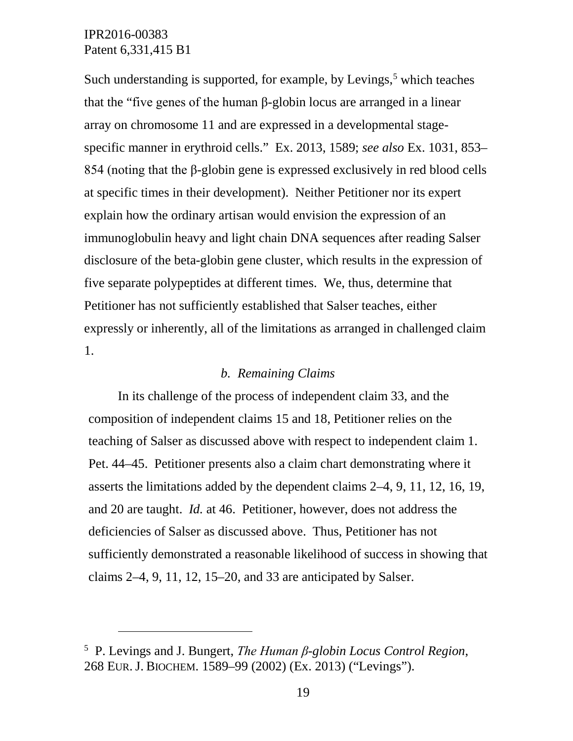Such understanding is supported, for example, by Levings,[5] which teaches that the "five genes of the human β-globin locus are arranged in a linear array on chromosome 11 and are expressed in a developmental stage-specific manner in erythroid cells." Ex. 2013, 1589; *see also* Ex. 1031, 853–854 (noting that the β-globin gene is expressed exclusively in red blood cells at specific times in their development). Neither Petitioner nor its expert explain how the ordinary artisan would envision the expression of an immunoglobulin heavy and light chain DNA sequences after reading Salser disclosure of the beta-globin gene cluster, which results in the expression of five separate polypeptides at different times. We, thus, determine that Petitioner has not sufficiently established that Salser teaches, either expressly or inherently, all of the limitations as arranged in challenged claim 1.

*b. Remaining Claims*

In its challenge of the process of independent claim 33, and the composition of independent claims 15 and 18, Petitioner relies on the teaching of Salser as discussed above with respect to independent claim 1. Pet. 44–45. Petitioner presents also a claim chart demonstrating where it asserts the limitations added by the dependent claims 2–4, 9, 11, 12, 16, 19, and 20 are taught. *Id.* at 46. Petitioner, however, does not address the deficiencies of Salser as discussed above. Thus, Petitioner has not sufficiently demonstrated a reasonable likelihood of success in showing that claims 2–4, 9, 11, 12, 15–20, and 33 are anticipated by Salser.

---

[5] P. Levings and J. Bungert, *The Human β-globin Locus Control Region*, 268 EUR. J. BIOCHEM. 1589–99 (2002) (Ex. 2013) ("Levings").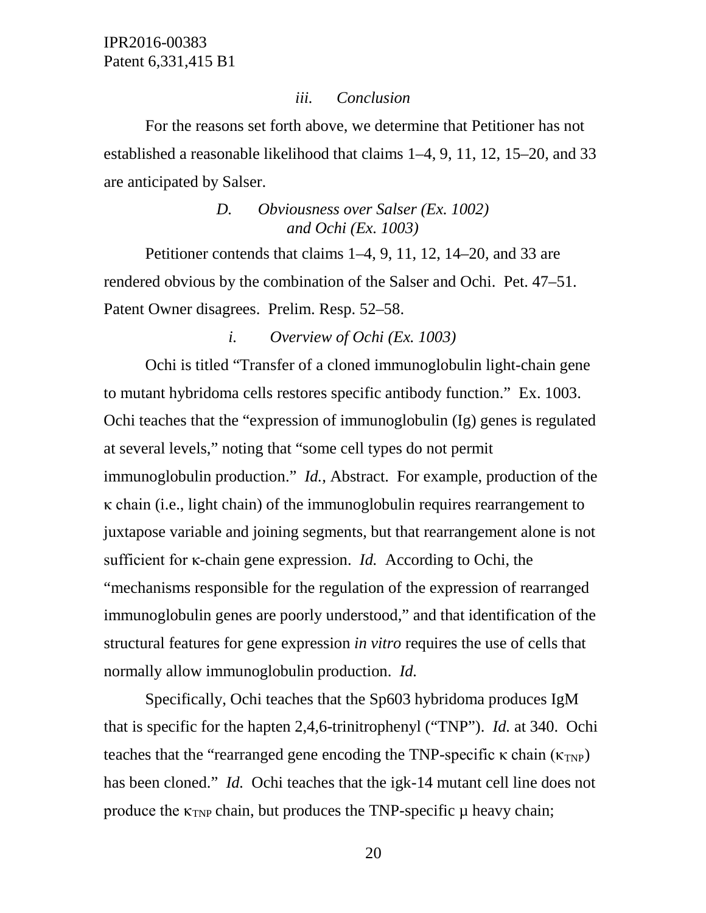*iii. Conclusion*

For the reasons set forth above, we determine that Petitioner has not established a reasonable likelihood that claims 1–4, 9, 11, 12, 15–20, and 33 are anticipated by Salser.

### *D. Obviousness over Salser (Ex. 1002) and Ochi (Ex. 1003)*

Petitioner contends that claims 1–4, 9, 11, 12, 14–20, and 33 are rendered obvious by the combination of the Salser and Ochi. Pet. 47–51. Patent Owner disagrees. Prelim. Resp. 52–58.

*i. Overview of Ochi (Ex. 1003)*

Ochi is titled "Transfer of a cloned immunoglobulin light-chain gene to mutant hybridoma cells restores specific antibody function." Ex. 1003. Ochi teaches that the "expression of immunoglobulin (Ig) genes is regulated at several levels," noting that "some cell types do not permit immunoglobulin production." *Id.*, Abstract. For example, production of the κ chain (i.e., light chain) of the immunoglobulin requires rearrangement to juxtapose variable and joining segments, but that rearrangement alone is not sufficient for κ-chain gene expression. *Id.* According to Ochi, the "mechanisms responsible for the regulation of the expression of rearranged immunoglobulin genes are poorly understood," and that identification of the structural features for gene expression *in vitro* requires the use of cells that normally allow immunoglobulin production. *Id.*

Specifically, Ochi teaches that the Sp603 hybridoma produces IgM that is specific for the hapten 2,4,6-trinitrophenyl ("TNP"). *Id.* at 340. Ochi teaches that the "rearranged gene encoding the TNP-specific κ chain ($\kappa_{TNP}$) has been cloned." *Id.* Ochi teaches that the igk-14 mutant cell line does not produce the $\kappa_{TNP}$ chain, but produces the TNP-specific μ heavy chain;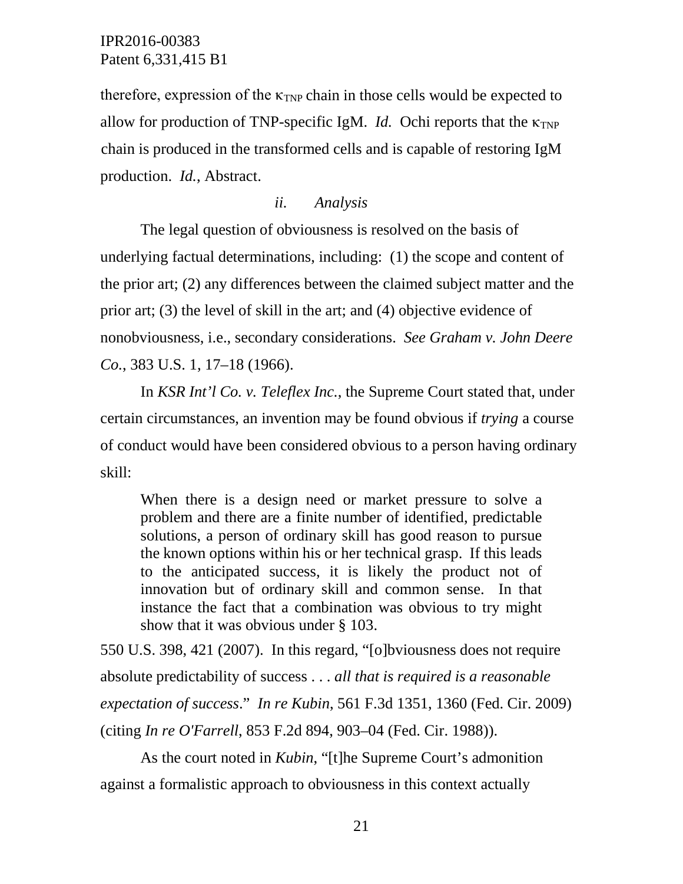therefore, expression of the $\kappa_{TNP}$ chain in those cells would be expected to allow for production of TNP-specific IgM. *Id.* Ochi reports that the $\kappa_{TNP}$ chain is produced in the transformed cells and is capable of restoring IgM production. *Id.*, Abstract.

*ii. Analysis*

The legal question of obviousness is resolved on the basis of underlying factual determinations, including: (1) the scope and content of the prior art; (2) any differences between the claimed subject matter and the prior art; (3) the level of skill in the art; and (4) objective evidence of nonobviousness, i.e., secondary considerations. *See Graham v. John Deere Co.*, 383 U.S. 1, 17–18 (1966).

In *KSR Int'l Co. v. Teleflex Inc.*, the Supreme Court stated that, under certain circumstances, an invention may be found obvious if *trying* a course of conduct would have been considered obvious to a person having ordinary skill:

> When there is a design need or market pressure to solve a problem and there are a finite number of identified, predictable solutions, a person of ordinary skill has good reason to pursue the known options within his or her technical grasp. If this leads to the anticipated success, it is likely the product not of innovation but of ordinary skill and common sense. In that instance the fact that a combination was obvious to try might show that it was obvious under § 103.

550 U.S. 398, 421 (2007). In this regard, "[o]bviousness does not require absolute predictability of success . . . *all that is required is a reasonable expectation of success*." *In re Kubin*, 561 F.3d 1351, 1360 (Fed. Cir. 2009) (citing *In re O'Farrell*, 853 F.2d 894, 903–04 (Fed. Cir. 1988)).

As the court noted in *Kubin*, "[t]he Supreme Court's admonition against a formalistic approach to obviousness in this context actually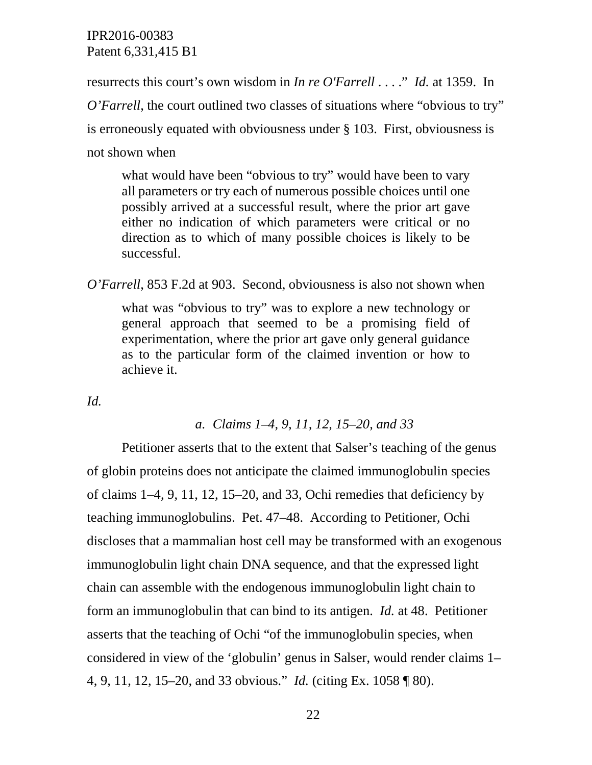resurrects this court's own wisdom in *In re O'Farrell* . . . ." *Id.* at 1359. In *O'Farrell*, the court outlined two classes of situations where "obvious to try" is erroneously equated with obviousness under § 103. First, obviousness is not shown when

> what would have been "obvious to try" would have been to vary all parameters or try each of numerous possible choices until one possibly arrived at a successful result, where the prior art gave either no indication of which parameters were critical or no direction as to which of many possible choices is likely to be successful.

*O'Farrell*, 853 F.2d at 903. Second, obviousness is also not shown when

> what was "obvious to try" was to explore a new technology or general approach that seemed to be a promising field of experimentation, where the prior art gave only general guidance as to the particular form of the claimed invention or how to achieve it.

*Id.*

##### *a. Claims 1–4, 9, 11, 12, 15–20, and 33*

Petitioner asserts that to the extent that Salser's teaching of the genus of globin proteins does not anticipate the claimed immunoglobulin species of claims 1–4, 9, 11, 12, 15–20, and 33, Ochi remedies that deficiency by teaching immunoglobulins. Pet. 47–48. According to Petitioner, Ochi discloses that a mammalian host cell may be transformed with an exogenous immunoglobulin light chain DNA sequence, and that the expressed light chain can assemble with the endogenous immunoglobulin light chain to form an immunoglobulin that can bind to its antigen. *Id.* at 48. Petitioner asserts that the teaching of Ochi "of the immunoglobulin species, when considered in view of the 'globulin' genus in Salser, would render claims 1–4, 9, 11, 12, 15–20, and 33 obvious." *Id.* (citing Ex. 1058 ¶ 80).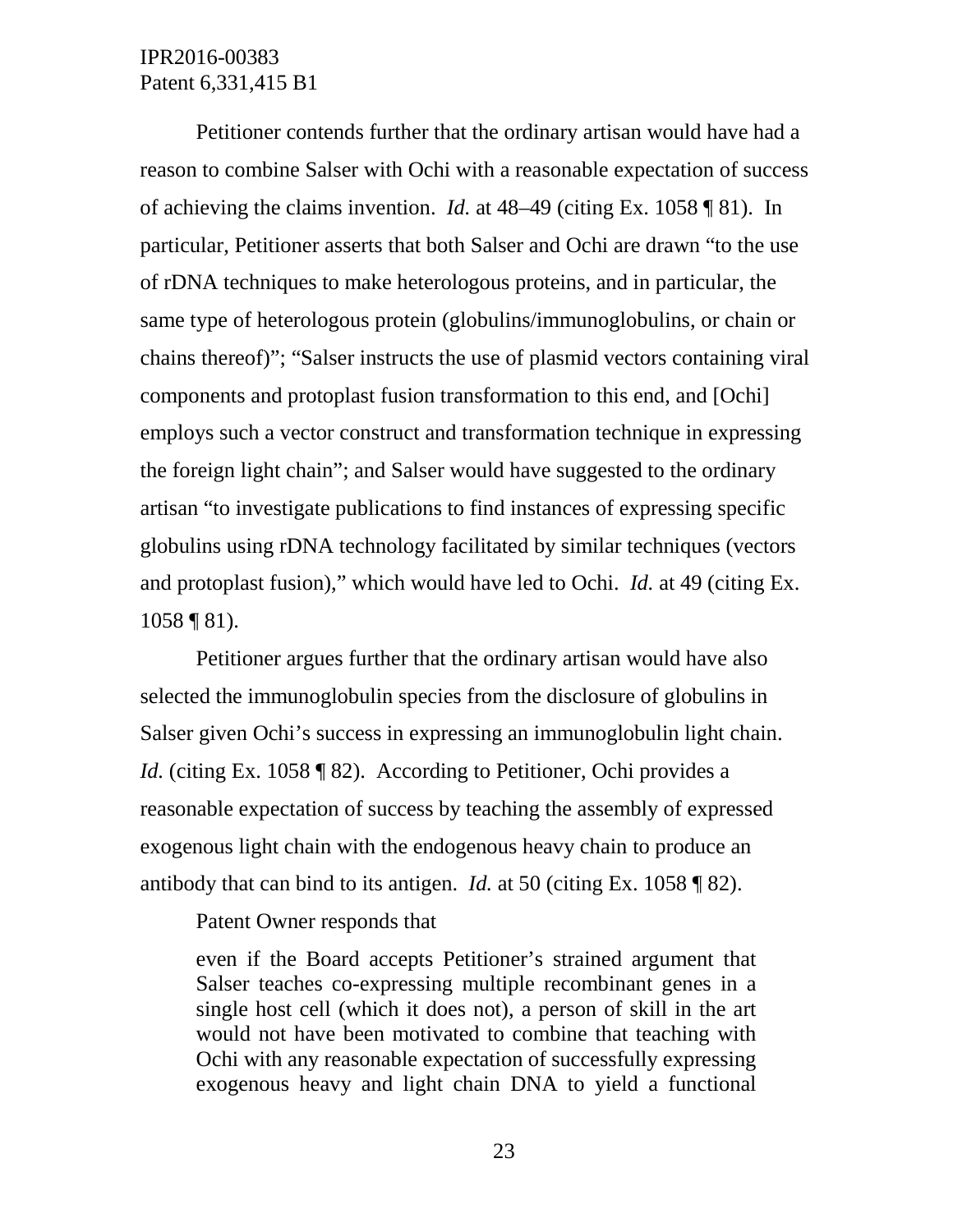Petitioner contends further that the ordinary artisan would have had a reason to combine Salser with Ochi with a reasonable expectation of success of achieving the claims invention. *Id.* at 48–49 (citing Ex. 1058 ¶ 81). In particular, Petitioner asserts that both Salser and Ochi are drawn "to the use of rDNA techniques to make heterologous proteins, and in particular, the same type of heterologous protein (globulins/immunoglobulins, or chain or chains thereof)"; "Salser instructs the use of plasmid vectors containing viral components and protoplast fusion transformation to this end, and [Ochi] employs such a vector construct and transformation technique in expressing the foreign light chain"; and Salser would have suggested to the ordinary artisan "to investigate publications to find instances of expressing specific globulins using rDNA technology facilitated by similar techniques (vectors and protoplast fusion)," which would have led to Ochi. *Id.* at 49 (citing Ex. 1058 ¶ 81).

Petitioner argues further that the ordinary artisan would have also selected the immunoglobulin species from the disclosure of globulins in Salser given Ochi's success in expressing an immunoglobulin light chain. *Id.* (citing Ex. 1058 ¶ 82). According to Petitioner, Ochi provides a reasonable expectation of success by teaching the assembly of expressed exogenous light chain with the endogenous heavy chain to produce an antibody that can bind to its antigen. *Id.* at 50 (citing Ex. 1058 ¶ 82).

Patent Owner responds that

> even if the Board accepts Petitioner's strained argument that Salser teaches co-expressing multiple recombinant genes in a single host cell (which it does not), a person of skill in the art would not have been motivated to combine that teaching with Ochi with any reasonable expectation of successfully expressing exogenous heavy and light chain DNA to yield a functional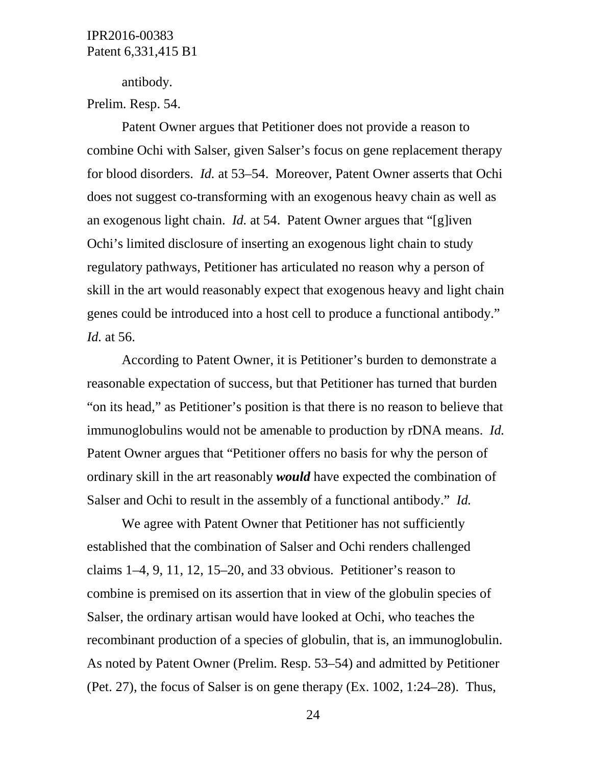antibody.

Prelim. Resp. 54.

Patent Owner argues that Petitioner does not provide a reason to combine Ochi with Salser, given Salser's focus on gene replacement therapy for blood disorders. *Id.* at 53–54. Moreover, Patent Owner asserts that Ochi does not suggest co-transforming with an exogenous heavy chain as well as an exogenous light chain. *Id.* at 54. Patent Owner argues that "[g]iven Ochi's limited disclosure of inserting an exogenous light chain to study regulatory pathways, Petitioner has articulated no reason why a person of skill in the art would reasonably expect that exogenous heavy and light chain genes could be introduced into a host cell to produce a functional antibody." *Id.* at 56.

According to Patent Owner, it is Petitioner's burden to demonstrate a reasonable expectation of success, but that Petitioner has turned that burden "on its head," as Petitioner's position is that there is no reason to believe that immunoglobulins would not be amenable to production by rDNA means. *Id.* Patent Owner argues that "Petitioner offers no basis for why the person of ordinary skill in the art reasonably ***would*** have expected the combination of Salser and Ochi to result in the assembly of a functional antibody." *Id.*

We agree with Patent Owner that Petitioner has not sufficiently established that the combination of Salser and Ochi renders challenged claims 1–4, 9, 11, 12, 15–20, and 33 obvious. Petitioner's reason to combine is premised on its assertion that in view of the globulin species of Salser, the ordinary artisan would have looked at Ochi, who teaches the recombinant production of a species of globulin, that is, an immunoglobulin. As noted by Patent Owner (Prelim. Resp. 53–54) and admitted by Petitioner (Pet. 27), the focus of Salser is on gene therapy (Ex. 1002, 1:24–28). Thus,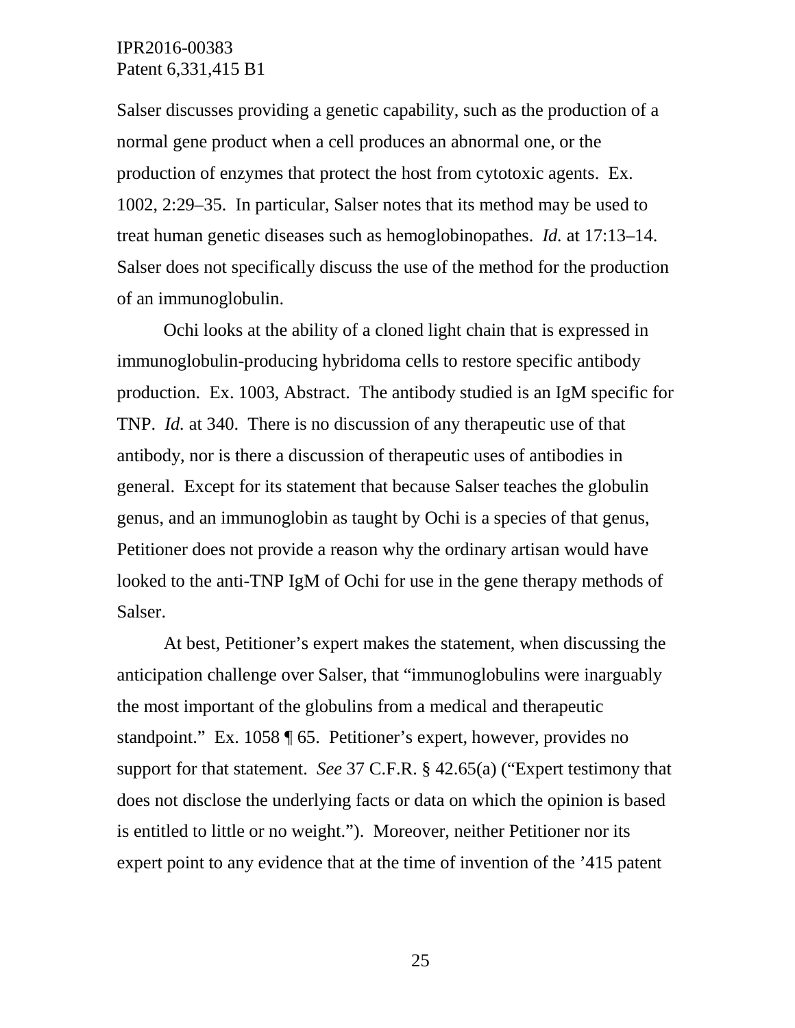Salser discusses providing a genetic capability, such as the production of a normal gene product when a cell produces an abnormal one, or the production of enzymes that protect the host from cytotoxic agents. Ex. 1002, 2:29–35. In particular, Salser notes that its method may be used to treat human genetic diseases such as hemoglobinopathes. *Id.* at 17:13–14. Salser does not specifically discuss the use of the method for the production of an immunoglobulin.

Ochi looks at the ability of a cloned light chain that is expressed in immunoglobulin-producing hybridoma cells to restore specific antibody production. Ex. 1003, Abstract. The antibody studied is an IgM specific for TNP. *Id.* at 340. There is no discussion of any therapeutic use of that antibody, nor is there a discussion of therapeutic uses of antibodies in general. Except for its statement that because Salser teaches the globulin genus, and an immunoglobin as taught by Ochi is a species of that genus, Petitioner does not provide a reason why the ordinary artisan would have looked to the anti-TNP IgM of Ochi for use in the gene therapy methods of Salser.

At best, Petitioner's expert makes the statement, when discussing the anticipation challenge over Salser, that "immunoglobulins were inarguably the most important of the globulins from a medical and therapeutic standpoint." Ex. 1058 ¶ 65. Petitioner's expert, however, provides no support for that statement. *See* 37 C.F.R. § 42.65(a) ("Expert testimony that does not disclose the underlying facts or data on which the opinion is based is entitled to little or no weight."). Moreover, neither Petitioner nor its expert point to any evidence that at the time of invention of the '415 patent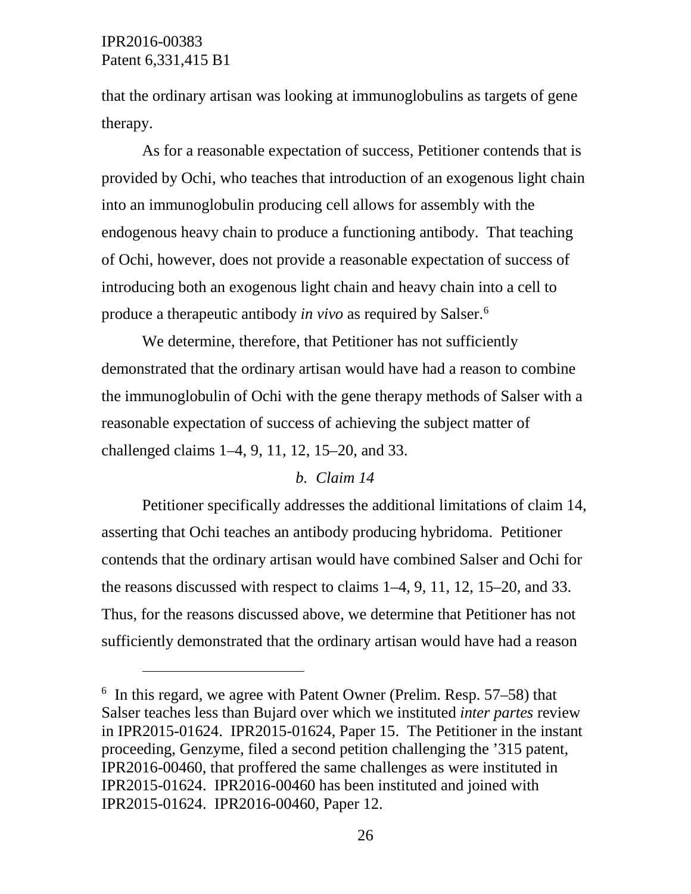that the ordinary artisan was looking at immunoglobulins as targets of gene therapy.

As for a reasonable expectation of success, Petitioner contends that is provided by Ochi, who teaches that introduction of an exogenous light chain into an immunoglobulin producing cell allows for assembly with the endogenous heavy chain to produce a functioning antibody. That teaching of Ochi, however, does not provide a reasonable expectation of success of introducing both an exogenous light chain and heavy chain into a cell to produce a therapeutic antibody *in vivo* as required by Salser.[6]

We determine, therefore, that Petitioner has not sufficiently demonstrated that the ordinary artisan would have had a reason to combine the immunoglobulin of Ochi with the gene therapy methods of Salser with a reasonable expectation of success of achieving the subject matter of challenged claims 1–4, 9, 11, 12, 15–20, and 33.

*b. Claim 14*

Petitioner specifically addresses the additional limitations of claim 14, asserting that Ochi teaches an antibody producing hybridoma. Petitioner contends that the ordinary artisan would have combined Salser and Ochi for the reasons discussed with respect to claims 1–4, 9, 11, 12, 15–20, and 33. Thus, for the reasons discussed above, we determine that Petitioner has not sufficiently demonstrated that the ordinary artisan would have had a reason

---

[6] In this regard, we agree with Patent Owner (Prelim. Resp. 57–58) that Salser teaches less than Bujard over which we instituted *inter partes* review in IPR2015-01624. IPR2015-01624, Paper 15. The Petitioner in the instant proceeding, Genzyme, filed a second petition challenging the ’315 patent, IPR2016-00460, that proffered the same challenges as were instituted in IPR2015-01624. IPR2016-00460 has been instituted and joined with IPR2015-01624. IPR2016-00460, Paper 12.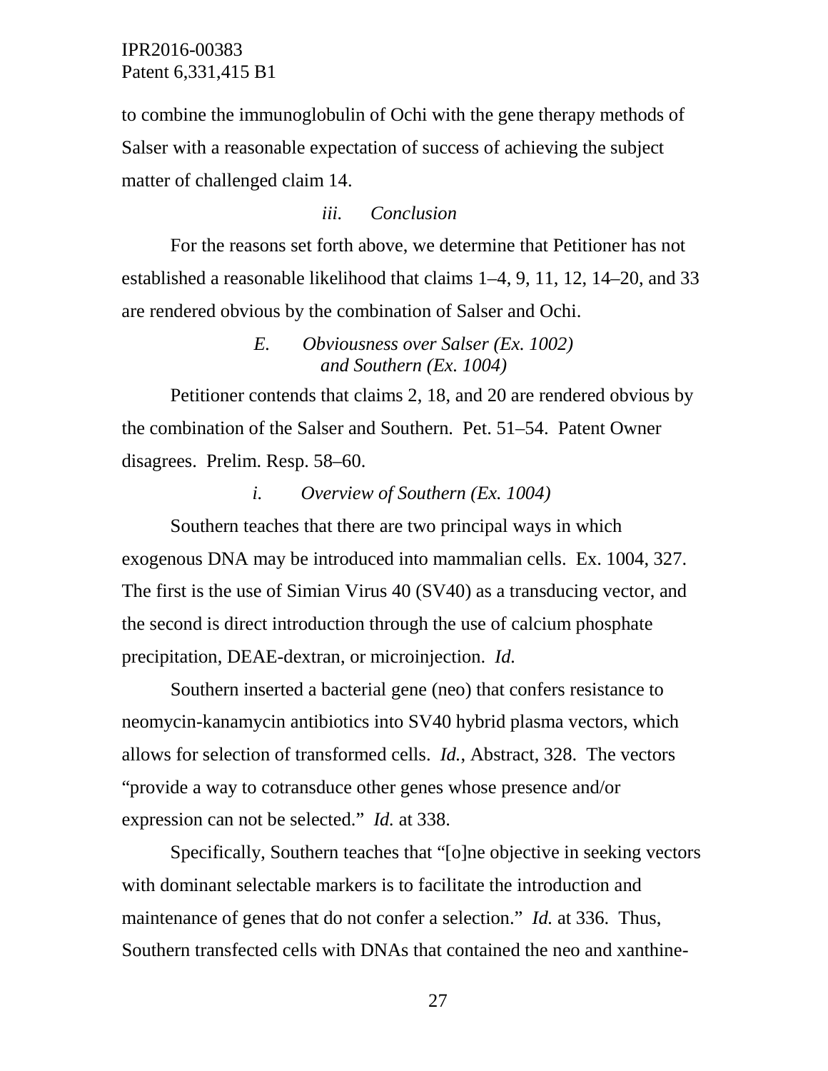to combine the immunoglobulin of Ochi with the gene therapy methods of Salser with a reasonable expectation of success of achieving the subject matter of challenged claim 14.

*iii. Conclusion*

For the reasons set forth above, we determine that Petitioner has not established a reasonable likelihood that claims 1–4, 9, 11, 12, 14–20, and 33 are rendered obvious by the combination of Salser and Ochi.

### *E. Obviousness over Salser (Ex. 1002) and Southern (Ex. 1004)*

Petitioner contends that claims 2, 18, and 20 are rendered obvious by the combination of the Salser and Southern. Pet. 51–54. Patent Owner disagrees. Prelim. Resp. 58–60.

*i. Overview of Southern (Ex. 1004)*

Southern teaches that there are two principal ways in which exogenous DNA may be introduced into mammalian cells. Ex. 1004, 327. The first is the use of Simian Virus 40 (SV40) as a transducing vector, and the second is direct introduction through the use of calcium phosphate precipitation, DEAE-dextran, or microinjection. *Id.*

Southern inserted a bacterial gene (neo) that confers resistance to neomycin-kanamycin antibiotics into SV40 hybrid plasma vectors, which allows for selection of transformed cells. *Id.*, Abstract, 328. The vectors "provide a way to cotransduce other genes whose presence and/or expression can not be selected." *Id.* at 338.

Specifically, Southern teaches that "[o]ne objective in seeking vectors with dominant selectable markers is to facilitate the introduction and maintenance of genes that do not confer a selection." *Id.* at 336. Thus, Southern transfected cells with DNAs that contained the neo and xanthine-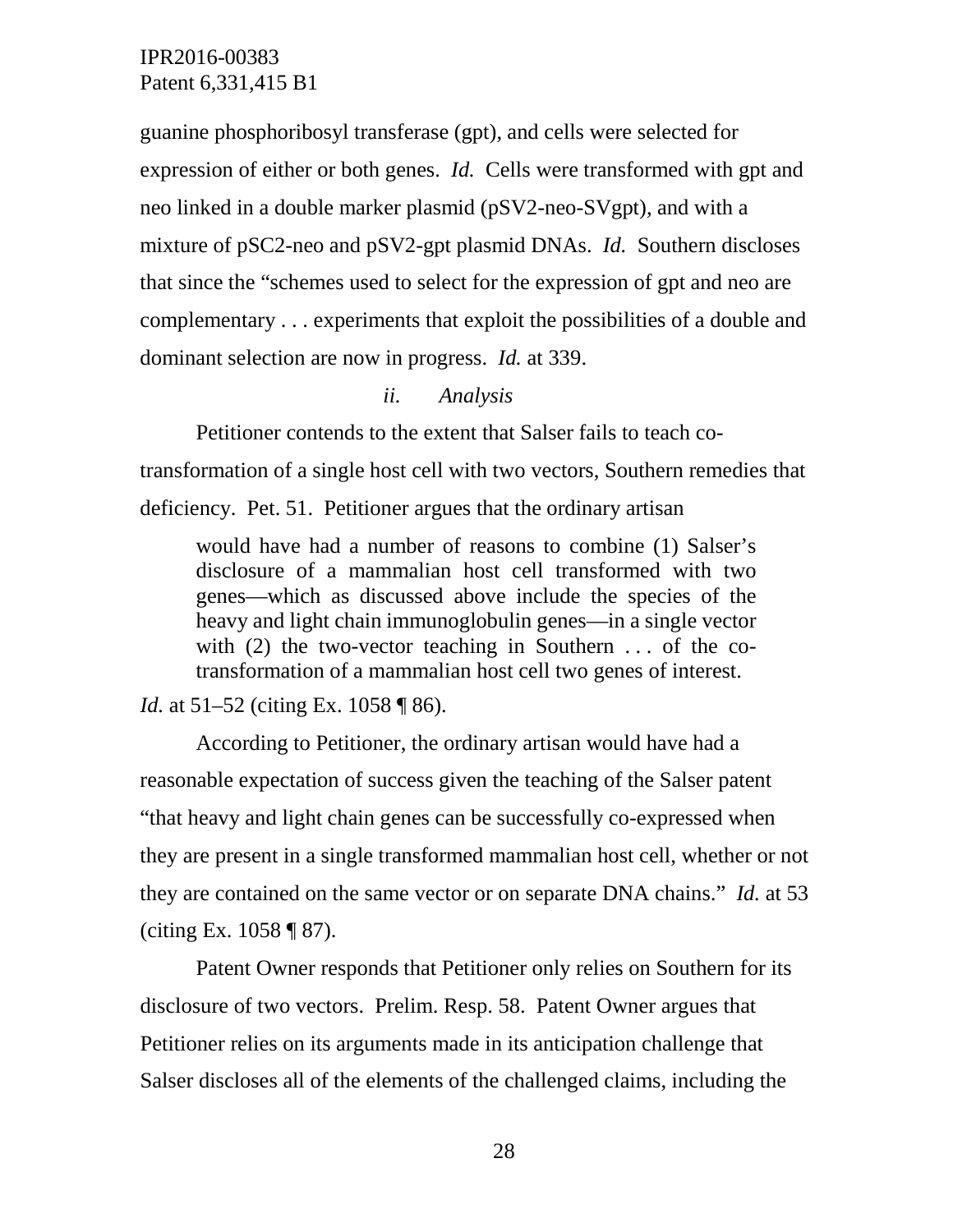guanine phosphoribosyl transferase (gpt), and cells were selected for expression of either or both genes. *Id.* Cells were transformed with gpt and neo linked in a double marker plasmid (pSV2-neo-SVgpt), and with a mixture of pSC2-neo and pSV2-gpt plasmid DNAs. *Id.* Southern discloses that since the "schemes used to select for the expression of gpt and neo are complementary . . . experiments that exploit the possibilities of a double and dominant selection are now in progress. *Id.* at 339.

*ii. Analysis*

Petitioner contends to the extent that Salser fails to teach co-transformation of a single host cell with two vectors, Southern remedies that deficiency. Pet. 51. Petitioner argues that the ordinary artisan

> would have had a number of reasons to combine (1) Salser's disclosure of a mammalian host cell transformed with two genes—which as discussed above include the species of the heavy and light chain immunoglobulin genes—in a single vector with (2) the two-vector teaching in Southern . . . of the co-transformation of a mammalian host cell two genes of interest.

*Id.* at 51–52 (citing Ex. 1058 ¶ 86).

According to Petitioner, the ordinary artisan would have had a reasonable expectation of success given the teaching of the Salser patent "that heavy and light chain genes can be successfully co-expressed when they are present in a single transformed mammalian host cell, whether or not they are contained on the same vector or on separate DNA chains." *Id.* at 53 (citing Ex. 1058 ¶ 87).

Patent Owner responds that Petitioner only relies on Southern for its disclosure of two vectors. Prelim. Resp. 58. Patent Owner argues that Petitioner relies on its arguments made in its anticipation challenge that Salser discloses all of the elements of the challenged claims, including the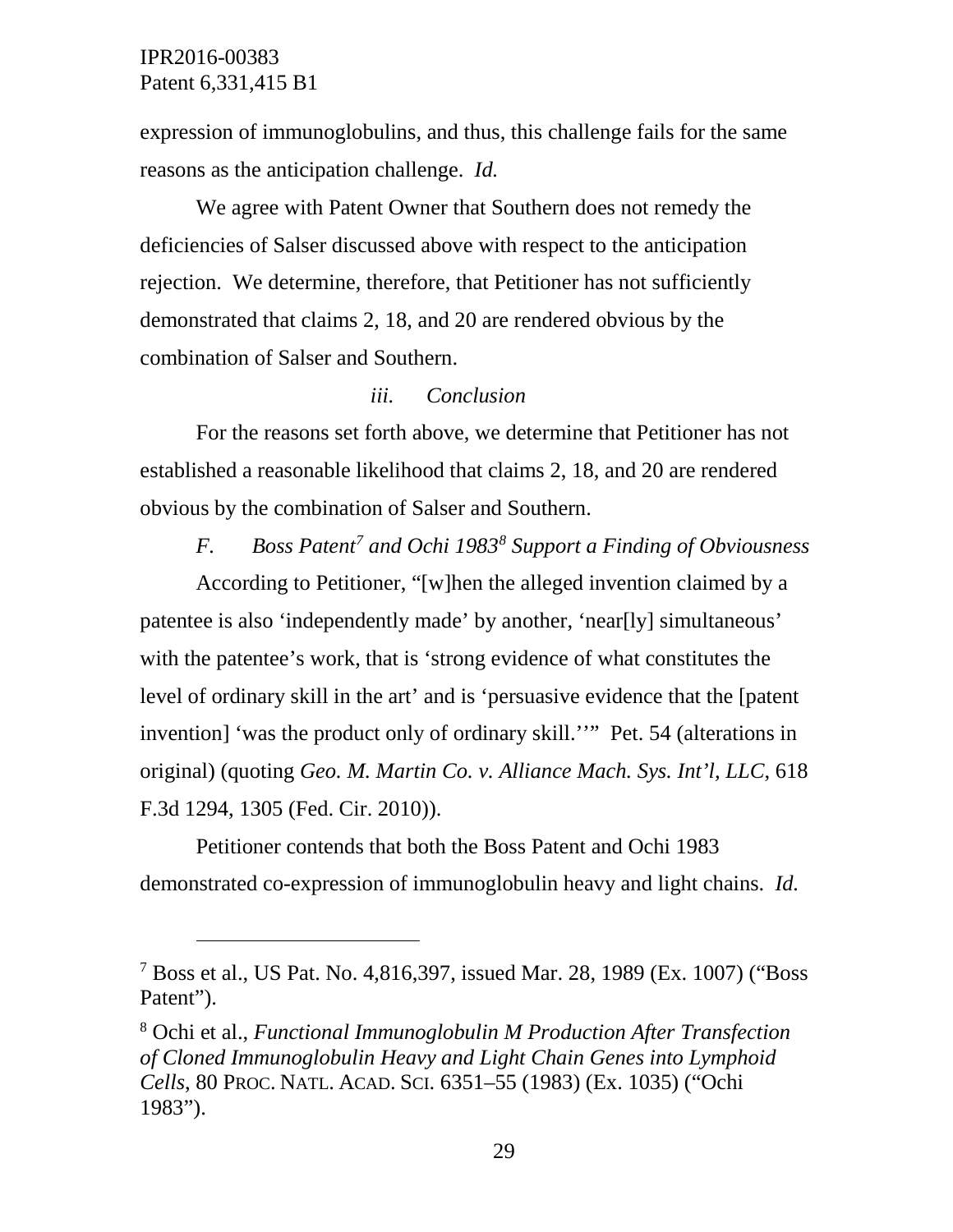expression of immunoglobulins, and thus, this challenge fails for the same reasons as the anticipation challenge. *Id.*

We agree with Patent Owner that Southern does not remedy the deficiencies of Salser discussed above with respect to the anticipation rejection. We determine, therefore, that Petitioner has not sufficiently demonstrated that claims 2, 18, and 20 are rendered obvious by the combination of Salser and Southern.

*iii. Conclusion*

For the reasons set forth above, we determine that Petitioner has not established a reasonable likelihood that claims 2, 18, and 20 are rendered obvious by the combination of Salser and Southern.

*F. Boss Patent[7] and Ochi 1983[8] Support a Finding of Obviousness*

According to Petitioner, "[w]hen the alleged invention claimed by a patentee is also 'independently made' by another, 'near[ly] simultaneous' with the patentee's work, that is 'strong evidence of what constitutes the level of ordinary skill in the art' and is 'persuasive evidence that the [patent invention] 'was the product only of ordinary skill.''" Pet. 54 (alterations in original) (quoting *Geo. M. Martin Co. v. Alliance Mach. Sys. Int'l, LLC*, 618 F.3d 1294, 1305 (Fed. Cir. 2010)).

Petitioner contends that both the Boss Patent and Ochi 1983 demonstrated co-expression of immunoglobulin heavy and light chains. *Id.*

---

[7] Boss et al., US Pat. No. 4,816,397, issued Mar. 28, 1989 (Ex. 1007) ("Boss Patent").

[8] Ochi et al., *Functional Immunoglobulin M Production After Transfection of Cloned Immunoglobulin Heavy and Light Chain Genes into Lymphoid Cells*, 80 PROC. NATL. ACAD. SCI. 6351–55 (1983) (Ex. 1035) ("Ochi 1983").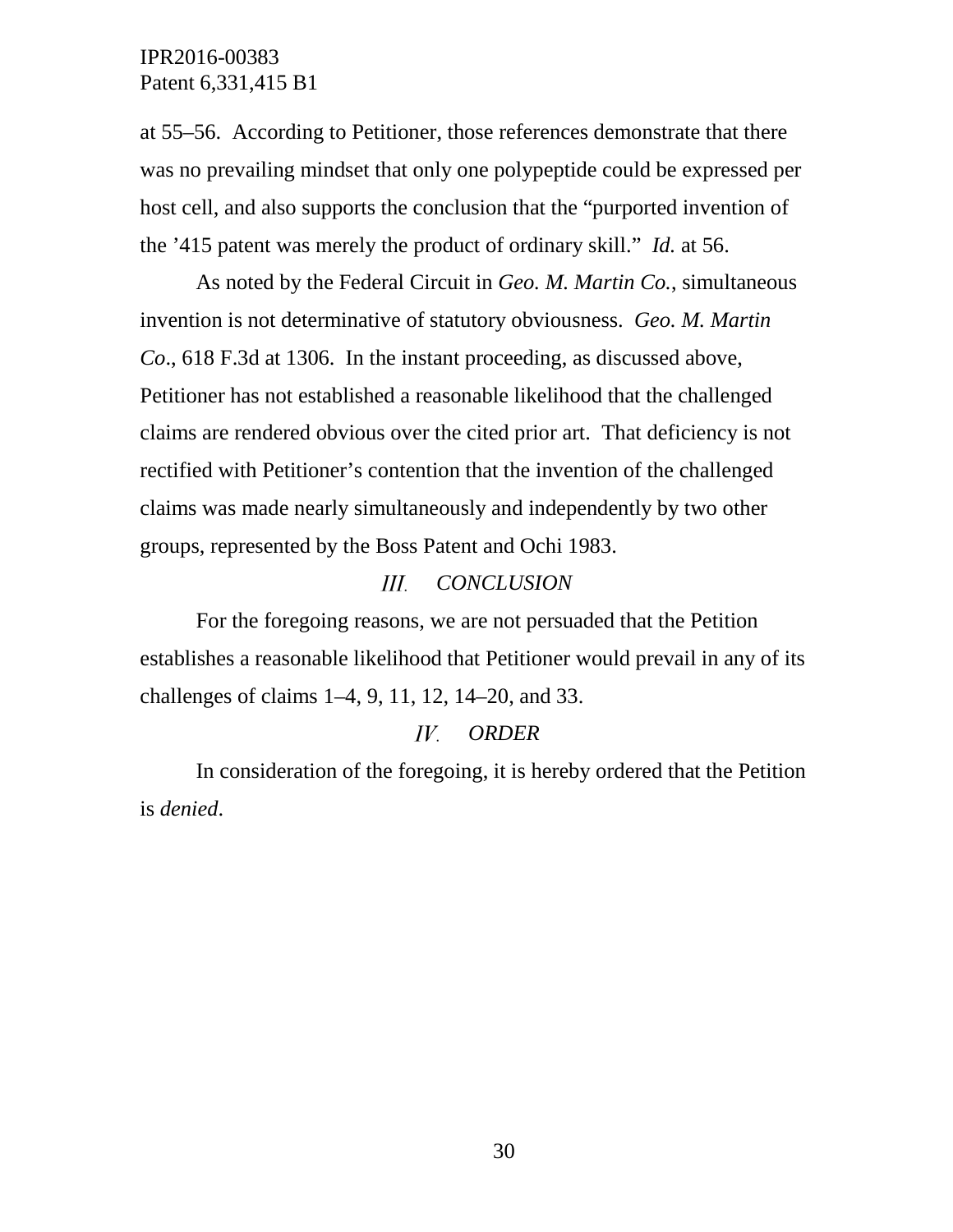at 55–56. According to Petitioner, those references demonstrate that there was no prevailing mindset that only one polypeptide could be expressed per host cell, and also supports the conclusion that the "purported invention of the '415 patent was merely the product of ordinary skill." *Id.* at 56.

As noted by the Federal Circuit in *Geo. M. Martin Co.*, simultaneous invention is not determinative of statutory obviousness. *Geo. M. Martin Co*., 618 F.3d at 1306. In the instant proceeding, as discussed above, Petitioner has not established a reasonable likelihood that the challenged claims are rendered obvious over the cited prior art. That deficiency is not rectified with Petitioner's contention that the invention of the challenged claims was made nearly simultaneously and independently by two other groups, represented by the Boss Patent and Ochi 1983.

## *III. CONCLUSION*

For the foregoing reasons, we are not persuaded that the Petition establishes a reasonable likelihood that Petitioner would prevail in any of its challenges of claims 1–4, 9, 11, 12, 14–20, and 33.

## *IV. ORDER*

In consideration of the foregoing, it is hereby ordered that the Petition is *denied*.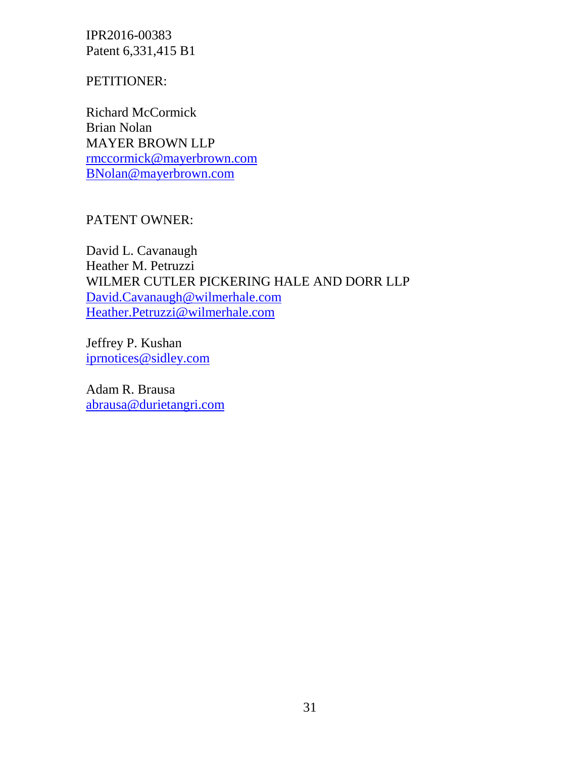IPR2016-00383
Patent 6,331,415 B1

PETITIONER:

Richard McCormick
Brian Nolan
MAYER BROWN LLP
rmccormick@mayerbrown.com
BNolan@mayerbrown.com

PATENT OWNER:

David L. Cavanaugh
Heather M. Petruzzi
WILMER CUTLER PICKERING HALE AND DORR LLP
David.Cavanaugh@wilmerhale.com
Heather.Petruzzi@wilmerhale.com

Jeffrey P. Kushan
iprnotices@sidley.com

Adam R. Brausa
abrausa@durietangri.com